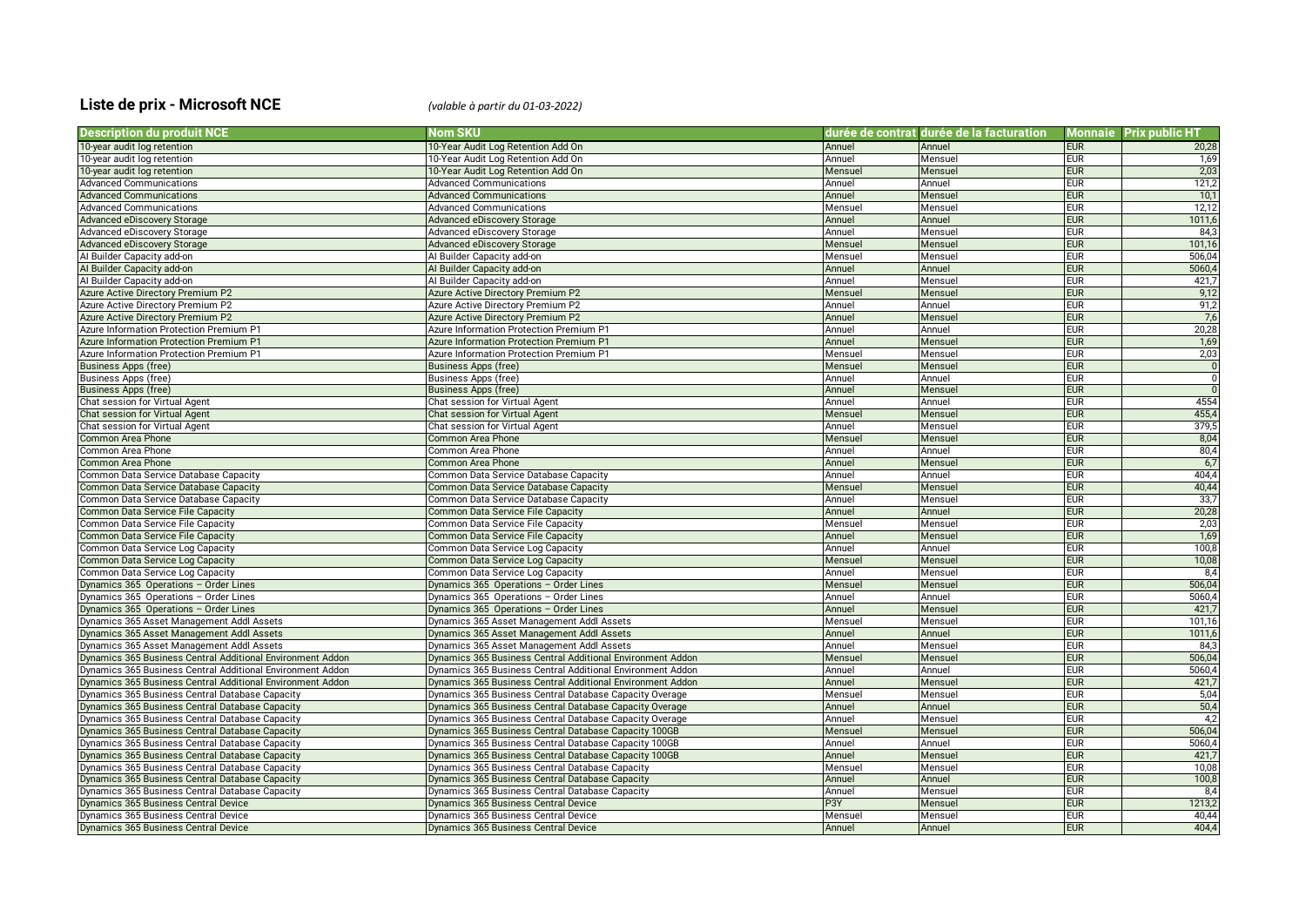# Liste de prix - Microsoft NCE

*(valable à partir du 01-03-2022)*

| Description du produit NCE | Nom SKU | durée de contrat | durée de la facturation | Monnaie | Prix public HT |
|---|---|---|---|---|---|
| 10-year audit log retention | 10-Year Audit Log Retention Add On | Annuel | Annuel | EUR | 20,28 |
| 10-year audit log retention | 10-Year Audit Log Retention Add On | Annuel | Mensuel | EUR | 1,69 |
| 10-year audit log retention | 10-Year Audit Log Retention Add On | Mensuel | Mensuel | EUR | 2,03 |
| Advanced Communications | Advanced Communications | Annuel | Annuel | EUR | 121,2 |
| Advanced Communications | Advanced Communications | Annuel | Mensuel | EUR | 10,1 |
| Advanced Communications | Advanced Communications | Mensuel | Mensuel | EUR | 12,12 |
| Advanced eDiscovery Storage | Advanced eDiscovery Storage | Annuel | Annuel | EUR | 1011,6 |
| Advanced eDiscovery Storage | Advanced eDiscovery Storage | Annuel | Mensuel | EUR | 84,3 |
| Advanced eDiscovery Storage | Advanced eDiscovery Storage | Mensuel | Mensuel | EUR | 101,16 |
| AI Builder Capacity add-on | AI Builder Capacity add-on | Mensuel | Mensuel | EUR | 506,04 |
| AI Builder Capacity add-on | AI Builder Capacity add-on | Annuel | Annuel | EUR | 5060,4 |
| AI Builder Capacity add-on | AI Builder Capacity add-on | Annuel | Mensuel | EUR | 421,7 |
| Azure Active Directory Premium P2 | Azure Active Directory Premium P2 | Mensuel | Mensuel | EUR | 9,12 |
| Azure Active Directory Premium P2 | Azure Active Directory Premium P2 | Annuel | Annuel | EUR | 91,2 |
| Azure Active Directory Premium P2 | Azure Active Directory Premium P2 | Annuel | Mensuel | EUR | 7,6 |
| Azure Information Protection Premium P1 | Azure Information Protection Premium P1 | Annuel | Annuel | EUR | 20,28 |
| Azure Information Protection Premium P1 | Azure Information Protection Premium P1 | Annuel | Mensuel | EUR | 1,69 |
| Azure Information Protection Premium P1 | Azure Information Protection Premium P1 | Mensuel | Mensuel | EUR | 2,03 |
| Business Apps (free) | Business Apps (free) | Mensuel | Mensuel | EUR | 0 |
| Business Apps (free) | Business Apps (free) | Annuel | Annuel | EUR | 0 |
| Business Apps (free) | Business Apps (free) | Annuel | Mensuel | EUR | 0 |
| Chat session for Virtual Agent | Chat session for Virtual Agent | Annuel | Annuel | EUR | 4554 |
| Chat session for Virtual Agent | Chat session for Virtual Agent | Mensuel | Mensuel | EUR | 455,4 |
| Chat session for Virtual Agent | Chat session for Virtual Agent | Annuel | Mensuel | EUR | 379,5 |
| Common Area Phone | Common Area Phone | Mensuel | Mensuel | EUR | 8,04 |
| Common Area Phone | Common Area Phone | Annuel | Annuel | EUR | 80,4 |
| Common Area Phone | Common Area Phone | Annuel | Mensuel | EUR | 6,7 |
| Common Data Service Database Capacity | Common Data Service Database Capacity | Annuel | Annuel | EUR | 404,4 |
| Common Data Service Database Capacity | Common Data Service Database Capacity | Mensuel | Mensuel | EUR | 40,44 |
| Common Data Service Database Capacity | Common Data Service Database Capacity | Annuel | Mensuel | EUR | 33,7 |
| Common Data Service File Capacity | Common Data Service File Capacity | Annuel | Annuel | EUR | 20,28 |
| Common Data Service File Capacity | Common Data Service File Capacity | Mensuel | Mensuel | EUR | 2,03 |
| Common Data Service File Capacity | Common Data Service File Capacity | Annuel | Mensuel | EUR | 1,69 |
| Common Data Service Log Capacity | Common Data Service Log Capacity | Annuel | Annuel | EUR | 100,8 |
| Common Data Service Log Capacity | Common Data Service Log Capacity | Mensuel | Mensuel | EUR | 10,08 |
| Common Data Service Log Capacity | Common Data Service Log Capacity | Annuel | Mensuel | EUR | 8,4 |
| Dynamics 365 Operations – Order Lines | Dynamics 365 Operations – Order Lines | Mensuel | Mensuel | EUR | 506,04 |
| Dynamics 365 Operations – Order Lines | Dynamics 365 Operations – Order Lines | Annuel | Annuel | EUR | 5060,4 |
| Dynamics 365 Operations – Order Lines | Dynamics 365 Operations – Order Lines | Annuel | Mensuel | EUR | 421,7 |
| Dynamics 365 Asset Management Addl Assets | Dynamics 365 Asset Management Addl Assets | Mensuel | Mensuel | EUR | 101,16 |
| Dynamics 365 Asset Management Addl Assets | Dynamics 365 Asset Management Addl Assets | Annuel | Annuel | EUR | 1011,6 |
| Dynamics 365 Asset Management Addl Assets | Dynamics 365 Asset Management Addl Assets | Annuel | Mensuel | EUR | 84,3 |
| Dynamics 365 Business Central Additional Environment Addon | Dynamics 365 Business Central Additional Environment Addon | Mensuel | Mensuel | EUR | 506,04 |
| Dynamics 365 Business Central Additional Environment Addon | Dynamics 365 Business Central Additional Environment Addon | Annuel | Annuel | EUR | 5060,4 |
| Dynamics 365 Business Central Additional Environment Addon | Dynamics 365 Business Central Additional Environment Addon | Annuel | Mensuel | EUR | 421,7 |
| Dynamics 365 Business Central Database Capacity | Dynamics 365 Business Central Database Capacity Overage | Mensuel | Mensuel | EUR | 5,04 |
| Dynamics 365 Business Central Database Capacity | Dynamics 365 Business Central Database Capacity Overage | Annuel | Annuel | EUR | 50,4 |
| Dynamics 365 Business Central Database Capacity | Dynamics 365 Business Central Database Capacity Overage | Annuel | Mensuel | EUR | 4,2 |
| Dynamics 365 Business Central Database Capacity | Dynamics 365 Business Central Database Capacity 100GB | Mensuel | Mensuel | EUR | 506,04 |
| Dynamics 365 Business Central Database Capacity | Dynamics 365 Business Central Database Capacity 100GB | Annuel | Annuel | EUR | 5060,4 |
| Dynamics 365 Business Central Database Capacity | Dynamics 365 Business Central Database Capacity 100GB | Annuel | Mensuel | EUR | 421,7 |
| Dynamics 365 Business Central Database Capacity | Dynamics 365 Business Central Database Capacity | Mensuel | Mensuel | EUR | 10,08 |
| Dynamics 365 Business Central Database Capacity | Dynamics 365 Business Central Database Capacity | Annuel | Annuel | EUR | 100,8 |
| Dynamics 365 Business Central Database Capacity | Dynamics 365 Business Central Database Capacity | Annuel | Mensuel | EUR | 8,4 |
| Dynamics 365 Business Central Device | Dynamics 365 Business Central Device | P3Y | Mensuel | EUR | 1213,2 |
| Dynamics 365 Business Central Device | Dynamics 365 Business Central Device | Mensuel | Mensuel | EUR | 40,44 |
| Dynamics 365 Business Central Device | Dynamics 365 Business Central Device | Annuel | Annuel | EUR | 404,4 |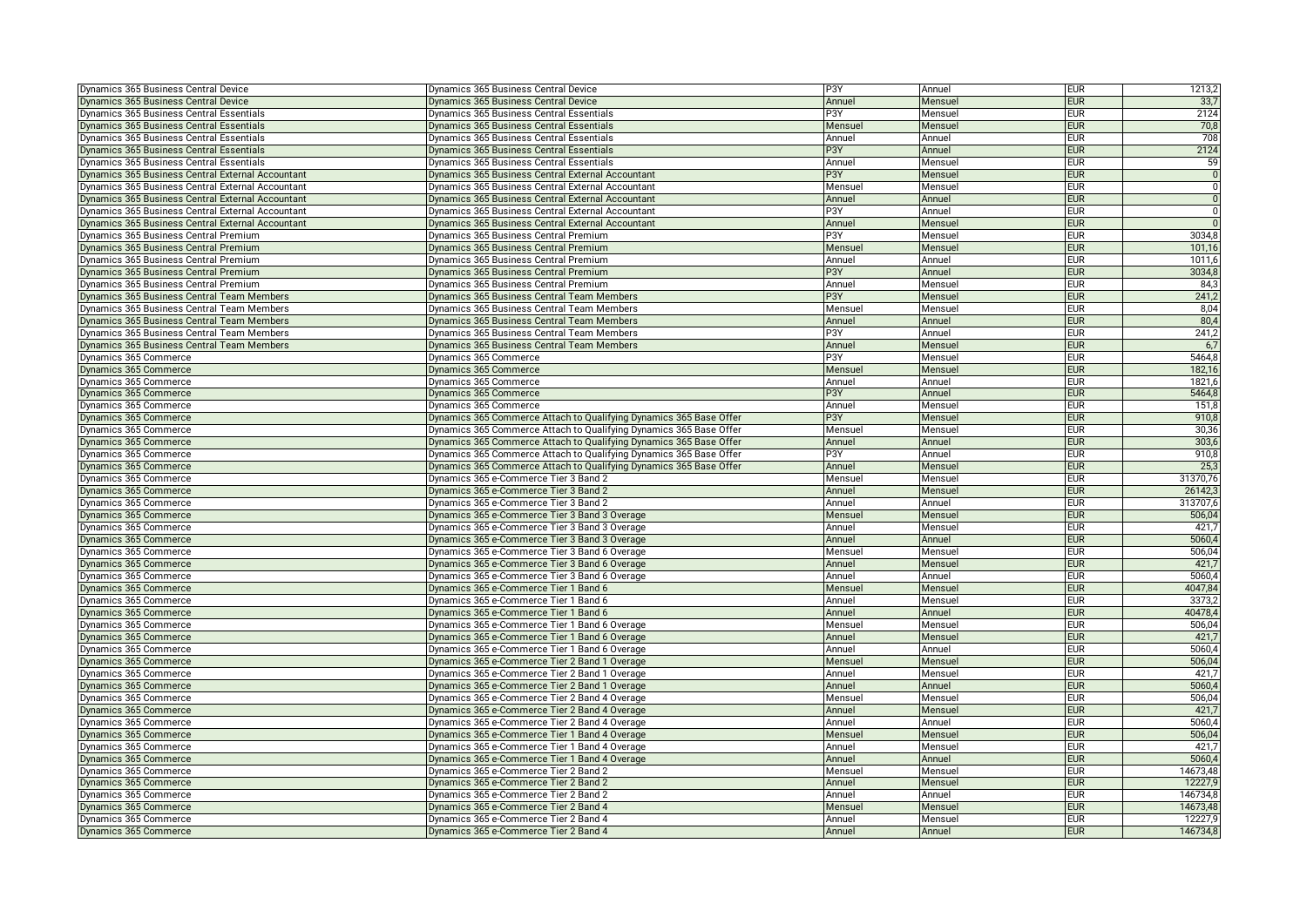| Dynamics 365 Business Central Device | Dynamics 365 Business Central Device | P3Y | Annuel | EUR | 1213,2 |
|---|---|---|---|---|---|
| Dynamics 365 Business Central Device | Dynamics 365 Business Central Device | Annuel | Mensuel | EUR | 33,7 |
| Dynamics 365 Business Central Essentials | Dynamics 365 Business Central Essentials | P3Y | Mensuel | EUR | 2124 |
| Dynamics 365 Business Central Essentials | Dynamics 365 Business Central Essentials | Mensuel | Mensuel | EUR | 70,8 |
| Dynamics 365 Business Central Essentials | Dynamics 365 Business Central Essentials | Annuel | Annuel | EUR | 708 |
| Dynamics 365 Business Central Essentials | Dynamics 365 Business Central Essentials | P3Y | Annuel | EUR | 2124 |
| Dynamics 365 Business Central Essentials | Dynamics 365 Business Central Essentials | Annuel | Mensuel | EUR | 59 |
| Dynamics 365 Business Central External Accountant | Dynamics 365 Business Central External Accountant | P3Y | Mensuel | EUR | 0 |
| Dynamics 365 Business Central External Accountant | Dynamics 365 Business Central External Accountant | Mensuel | Mensuel | EUR | 0 |
| Dynamics 365 Business Central External Accountant | Dynamics 365 Business Central External Accountant | Annuel | Annuel | EUR | 0 |
| Dynamics 365 Business Central External Accountant | Dynamics 365 Business Central External Accountant | P3Y | Annuel | EUR | 0 |
| Dynamics 365 Business Central External Accountant | Dynamics 365 Business Central External Accountant | Annuel | Mensuel | EUR | 0 |
| Dynamics 365 Business Central Premium | Dynamics 365 Business Central Premium | P3Y | Mensuel | EUR | 3034,8 |
| Dynamics 365 Business Central Premium | Dynamics 365 Business Central Premium | Mensuel | Mensuel | EUR | 101,16 |
| Dynamics 365 Business Central Premium | Dynamics 365 Business Central Premium | Annuel | Annuel | EUR | 1011,6 |
| Dynamics 365 Business Central Premium | Dynamics 365 Business Central Premium | P3Y | Annuel | EUR | 3034,8 |
| Dynamics 365 Business Central Premium | Dynamics 365 Business Central Premium | Annuel | Mensuel | EUR | 84,3 |
| Dynamics 365 Business Central Team Members | Dynamics 365 Business Central Team Members | P3Y | Mensuel | EUR | 241,2 |
| Dynamics 365 Business Central Team Members | Dynamics 365 Business Central Team Members | Mensuel | Mensuel | EUR | 8,04 |
| Dynamics 365 Business Central Team Members | Dynamics 365 Business Central Team Members | Annuel | Annuel | EUR | 80,4 |
| Dynamics 365 Business Central Team Members | Dynamics 365 Business Central Team Members | P3Y | Annuel | EUR | 241,2 |
| Dynamics 365 Business Central Team Members | Dynamics 365 Business Central Team Members | Annuel | Mensuel | EUR | 6,7 |
| Dynamics 365 Commerce | Dynamics 365 Commerce | P3Y | Mensuel | EUR | 5464,8 |
| Dynamics 365 Commerce | Dynamics 365 Commerce | Mensuel | Mensuel | EUR | 182,16 |
| Dynamics 365 Commerce | Dynamics 365 Commerce | Annuel | Annuel | EUR | 1821,6 |
| Dynamics 365 Commerce | Dynamics 365 Commerce | P3Y | Annuel | EUR | 5464,8 |
| Dynamics 365 Commerce | Dynamics 365 Commerce | Annuel | Mensuel | EUR | 151,8 |
| Dynamics 365 Commerce | Dynamics 365 Commerce Attach to Qualifying Dynamics 365 Base Offer | P3Y | Mensuel | EUR | 910,8 |
| Dynamics 365 Commerce | Dynamics 365 Commerce Attach to Qualifying Dynamics 365 Base Offer | Mensuel | Mensuel | EUR | 30,36 |
| Dynamics 365 Commerce | Dynamics 365 Commerce Attach to Qualifying Dynamics 365 Base Offer | Annuel | Annuel | EUR | 303,6 |
| Dynamics 365 Commerce | Dynamics 365 Commerce Attach to Qualifying Dynamics 365 Base Offer | P3Y | Annuel | EUR | 910,8 |
| Dynamics 365 Commerce | Dynamics 365 Commerce Attach to Qualifying Dynamics 365 Base Offer | Annuel | Mensuel | EUR | 25,3 |
| Dynamics 365 Commerce | Dynamics 365 e-Commerce Tier 3 Band 2 | Mensuel | Mensuel | EUR | 31370,76 |
| Dynamics 365 Commerce | Dynamics 365 e-Commerce Tier 3 Band 2 | Annuel | Mensuel | EUR | 26142,3 |
| Dynamics 365 Commerce | Dynamics 365 e-Commerce Tier 3 Band 2 | Annuel | Annuel | EUR | 313707,6 |
| Dynamics 365 Commerce | Dynamics 365 e-Commerce Tier 3 Band 3 Overage | Mensuel | Mensuel | EUR | 506,04 |
| Dynamics 365 Commerce | Dynamics 365 e-Commerce Tier 3 Band 3 Overage | Annuel | Mensuel | EUR | 421,7 |
| Dynamics 365 Commerce | Dynamics 365 e-Commerce Tier 3 Band 3 Overage | Annuel | Annuel | EUR | 5060,4 |
| Dynamics 365 Commerce | Dynamics 365 e-Commerce Tier 3 Band 6 Overage | Mensuel | Mensuel | EUR | 506,04 |
| Dynamics 365 Commerce | Dynamics 365 e-Commerce Tier 3 Band 6 Overage | Annuel | Mensuel | EUR | 421,7 |
| Dynamics 365 Commerce | Dynamics 365 e-Commerce Tier 3 Band 6 Overage | Annuel | Annuel | EUR | 5060,4 |
| Dynamics 365 Commerce | Dynamics 365 e-Commerce Tier 1 Band 6 | Mensuel | Mensuel | EUR | 4047,84 |
| Dynamics 365 Commerce | Dynamics 365 e-Commerce Tier 1 Band 6 | Annuel | Mensuel | EUR | 3373,2 |
| Dynamics 365 Commerce | Dynamics 365 e-Commerce Tier 1 Band 6 | Annuel | Annuel | EUR | 40478,4 |
| Dynamics 365 Commerce | Dynamics 365 e-Commerce Tier 1 Band 6 Overage | Mensuel | Mensuel | EUR | 506,04 |
| Dynamics 365 Commerce | Dynamics 365 e-Commerce Tier 1 Band 6 Overage | Annuel | Mensuel | EUR | 421,7 |
| Dynamics 365 Commerce | Dynamics 365 e-Commerce Tier 1 Band 6 Overage | Annuel | Annuel | EUR | 5060,4 |
| Dynamics 365 Commerce | Dynamics 365 e-Commerce Tier 2 Band 1 Overage | Mensuel | Mensuel | EUR | 506,04 |
| Dynamics 365 Commerce | Dynamics 365 e-Commerce Tier 2 Band 1 Overage | Annuel | Mensuel | EUR | 421,7 |
| Dynamics 365 Commerce | Dynamics 365 e-Commerce Tier 2 Band 1 Overage | Annuel | Annuel | EUR | 5060,4 |
| Dynamics 365 Commerce | Dynamics 365 e-Commerce Tier 2 Band 4 Overage | Mensuel | Mensuel | EUR | 506,04 |
| Dynamics 365 Commerce | Dynamics 365 e-Commerce Tier 2 Band 4 Overage | Annuel | Mensuel | EUR | 421,7 |
| Dynamics 365 Commerce | Dynamics 365 e-Commerce Tier 2 Band 4 Overage | Annuel | Annuel | EUR | 5060,4 |
| Dynamics 365 Commerce | Dynamics 365 e-Commerce Tier 1 Band 4 Overage | Mensuel | Mensuel | EUR | 506,04 |
| Dynamics 365 Commerce | Dynamics 365 e-Commerce Tier 1 Band 4 Overage | Annuel | Mensuel | EUR | 421,7 |
| Dynamics 365 Commerce | Dynamics 365 e-Commerce Tier 1 Band 4 Overage | Annuel | Annuel | EUR | 5060,4 |
| Dynamics 365 Commerce | Dynamics 365 e-Commerce Tier 2 Band 2 | Mensuel | Mensuel | EUR | 14673,48 |
| Dynamics 365 Commerce | Dynamics 365 e-Commerce Tier 2 Band 2 | Annuel | Mensuel | EUR | 12227,9 |
| Dynamics 365 Commerce | Dynamics 365 e-Commerce Tier 2 Band 2 | Annuel | Annuel | EUR | 146734,8 |
| Dynamics 365 Commerce | Dynamics 365 e-Commerce Tier 2 Band 4 | Mensuel | Mensuel | EUR | 14673,48 |
| Dynamics 365 Commerce | Dynamics 365 e-Commerce Tier 2 Band 4 | Annuel | Mensuel | EUR | 12227,9 |
| Dynamics 365 Commerce | Dynamics 365 e-Commerce Tier 2 Band 4 | Annuel | Annuel | EUR | 146734,8 |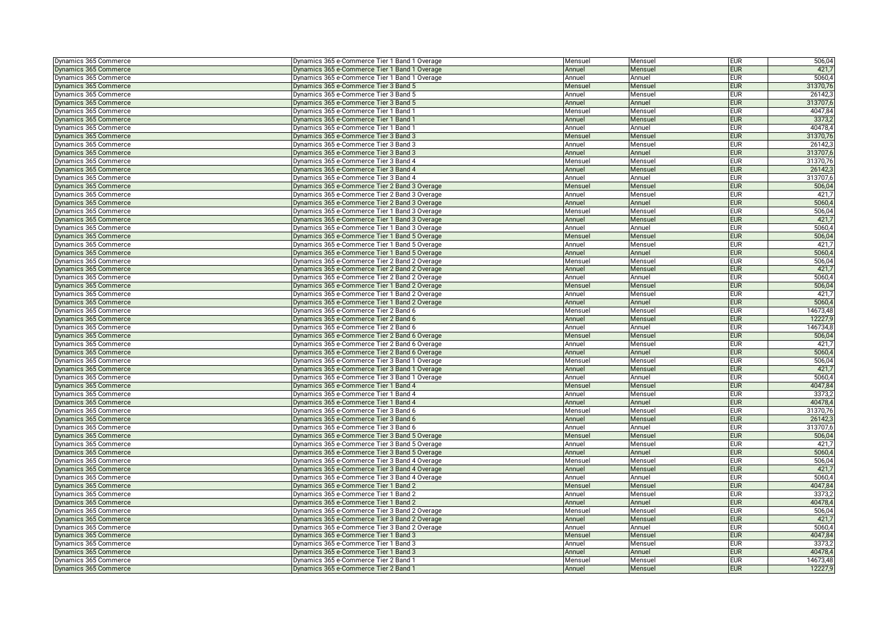| | | | | | |
|---|---|---|---|---|---|
| Dynamics 365 Commerce | Dynamics 365 e-Commerce Tier 1 Band 1 Overage | Mensuel | Mensuel | EUR | 506,04 |
| Dynamics 365 Commerce | Dynamics 365 e-Commerce Tier 1 Band 1 Overage | Annuel | Mensuel | EUR | 421,7 |
| Dynamics 365 Commerce | Dynamics 365 e-Commerce Tier 1 Band 1 Overage | Annuel | Annuel | EUR | 5060,4 |
| Dynamics 365 Commerce | Dynamics 365 e-Commerce Tier 3 Band 5 | Mensuel | Mensuel | EUR | 31370,76 |
| Dynamics 365 Commerce | Dynamics 365 e-Commerce Tier 3 Band 5 | Annuel | Mensuel | EUR | 26142,3 |
| Dynamics 365 Commerce | Dynamics 365 e-Commerce Tier 3 Band 5 | Annuel | Annuel | EUR | 313707,6 |
| Dynamics 365 Commerce | Dynamics 365 e-Commerce Tier 1 Band 1 | Mensuel | Mensuel | EUR | 4047,84 |
| Dynamics 365 Commerce | Dynamics 365 e-Commerce Tier 1 Band 1 | Annuel | Mensuel | EUR | 3373,2 |
| Dynamics 365 Commerce | Dynamics 365 e-Commerce Tier 1 Band 1 | Annuel | Annuel | EUR | 40478,4 |
| Dynamics 365 Commerce | Dynamics 365 e-Commerce Tier 3 Band 3 | Mensuel | Mensuel | EUR | 31370,76 |
| Dynamics 365 Commerce | Dynamics 365 e-Commerce Tier 3 Band 3 | Annuel | Mensuel | EUR | 26142,3 |
| Dynamics 365 Commerce | Dynamics 365 e-Commerce Tier 3 Band 3 | Annuel | Annuel | EUR | 313707,6 |
| Dynamics 365 Commerce | Dynamics 365 e-Commerce Tier 3 Band 4 | Mensuel | Mensuel | EUR | 31370,76 |
| Dynamics 365 Commerce | Dynamics 365 e-Commerce Tier 3 Band 4 | Annuel | Mensuel | EUR | 26142,3 |
| Dynamics 365 Commerce | Dynamics 365 e-Commerce Tier 3 Band 4 | Annuel | Annuel | EUR | 313707,6 |
| Dynamics 365 Commerce | Dynamics 365 e-Commerce Tier 2 Band 3 Overage | Mensuel | Mensuel | EUR | 506,04 |
| Dynamics 365 Commerce | Dynamics 365 e-Commerce Tier 2 Band 3 Overage | Annuel | Mensuel | EUR | 421,7 |
| Dynamics 365 Commerce | Dynamics 365 e-Commerce Tier 2 Band 3 Overage | Annuel | Annuel | EUR | 5060,4 |
| Dynamics 365 Commerce | Dynamics 365 e-Commerce Tier 1 Band 3 Overage | Mensuel | Mensuel | EUR | 506,04 |
| Dynamics 365 Commerce | Dynamics 365 e-Commerce Tier 1 Band 3 Overage | Annuel | Mensuel | EUR | 421,7 |
| Dynamics 365 Commerce | Dynamics 365 e-Commerce Tier 1 Band 3 Overage | Annuel | Annuel | EUR | 5060,4 |
| Dynamics 365 Commerce | Dynamics 365 e-Commerce Tier 1 Band 5 Overage | Mensuel | Mensuel | EUR | 506,04 |
| Dynamics 365 Commerce | Dynamics 365 e-Commerce Tier 1 Band 5 Overage | Annuel | Mensuel | EUR | 421,7 |
| Dynamics 365 Commerce | Dynamics 365 e-Commerce Tier 1 Band 5 Overage | Annuel | Annuel | EUR | 5060,4 |
| Dynamics 365 Commerce | Dynamics 365 e-Commerce Tier 2 Band 2 Overage | Mensuel | Mensuel | EUR | 506,04 |
| Dynamics 365 Commerce | Dynamics 365 e-Commerce Tier 2 Band 2 Overage | Annuel | Mensuel | EUR | 421,7 |
| Dynamics 365 Commerce | Dynamics 365 e-Commerce Tier 2 Band 2 Overage | Annuel | Annuel | EUR | 5060,4 |
| Dynamics 365 Commerce | Dynamics 365 e-Commerce Tier 1 Band 2 Overage | Mensuel | Mensuel | EUR | 506,04 |
| Dynamics 365 Commerce | Dynamics 365 e-Commerce Tier 1 Band 2 Overage | Annuel | Mensuel | EUR | 421,7 |
| Dynamics 365 Commerce | Dynamics 365 e-Commerce Tier 1 Band 2 Overage | Annuel | Annuel | EUR | 5060,4 |
| Dynamics 365 Commerce | Dynamics 365 e-Commerce Tier 2 Band 6 | Mensuel | Mensuel | EUR | 14673,48 |
| Dynamics 365 Commerce | Dynamics 365 e-Commerce Tier 2 Band 6 | Annuel | Mensuel | EUR | 12227,9 |
| Dynamics 365 Commerce | Dynamics 365 e-Commerce Tier 2 Band 6 | Annuel | Annuel | EUR | 146734,8 |
| Dynamics 365 Commerce | Dynamics 365 e-Commerce Tier 2 Band 6 Overage | Mensuel | Mensuel | EUR | 506,04 |
| Dynamics 365 Commerce | Dynamics 365 e-Commerce Tier 2 Band 6 Overage | Annuel | Mensuel | EUR | 421,7 |
| Dynamics 365 Commerce | Dynamics 365 e-Commerce Tier 2 Band 6 Overage | Annuel | Annuel | EUR | 5060,4 |
| Dynamics 365 Commerce | Dynamics 365 e-Commerce Tier 3 Band 1 Overage | Mensuel | Mensuel | EUR | 506,04 |
| Dynamics 365 Commerce | Dynamics 365 e-Commerce Tier 3 Band 1 Overage | Annuel | Mensuel | EUR | 421,7 |
| Dynamics 365 Commerce | Dynamics 365 e-Commerce Tier 3 Band 1 Overage | Annuel | Annuel | EUR | 5060,4 |
| Dynamics 365 Commerce | Dynamics 365 e-Commerce Tier 1 Band 4 | Mensuel | Mensuel | EUR | 4047,84 |
| Dynamics 365 Commerce | Dynamics 365 e-Commerce Tier 1 Band 4 | Annuel | Mensuel | EUR | 3373,2 |
| Dynamics 365 Commerce | Dynamics 365 e-Commerce Tier 1 Band 4 | Annuel | Annuel | EUR | 40478,4 |
| Dynamics 365 Commerce | Dynamics 365 e-Commerce Tier 3 Band 6 | Mensuel | Mensuel | EUR | 31370,76 |
| Dynamics 365 Commerce | Dynamics 365 e-Commerce Tier 3 Band 6 | Annuel | Mensuel | EUR | 26142,3 |
| Dynamics 365 Commerce | Dynamics 365 e-Commerce Tier 3 Band 6 | Annuel | Annuel | EUR | 313707,6 |
| Dynamics 365 Commerce | Dynamics 365 e-Commerce Tier 3 Band 5 Overage | Mensuel | Mensuel | EUR | 506,04 |
| Dynamics 365 Commerce | Dynamics 365 e-Commerce Tier 3 Band 5 Overage | Annuel | Mensuel | EUR | 421,7 |
| Dynamics 365 Commerce | Dynamics 365 e-Commerce Tier 3 Band 5 Overage | Annuel | Annuel | EUR | 5060,4 |
| Dynamics 365 Commerce | Dynamics 365 e-Commerce Tier 3 Band 4 Overage | Mensuel | Mensuel | EUR | 506,04 |
| Dynamics 365 Commerce | Dynamics 365 e-Commerce Tier 3 Band 4 Overage | Annuel | Mensuel | EUR | 421,7 |
| Dynamics 365 Commerce | Dynamics 365 e-Commerce Tier 3 Band 4 Overage | Annuel | Annuel | EUR | 5060,4 |
| Dynamics 365 Commerce | Dynamics 365 e-Commerce Tier 1 Band 2 | Mensuel | Mensuel | EUR | 4047,84 |
| Dynamics 365 Commerce | Dynamics 365 e-Commerce Tier 1 Band 2 | Annuel | Mensuel | EUR | 3373,2 |
| Dynamics 365 Commerce | Dynamics 365 e-Commerce Tier 1 Band 2 | Annuel | Annuel | EUR | 40478,4 |
| Dynamics 365 Commerce | Dynamics 365 e-Commerce Tier 3 Band 2 Overage | Mensuel | Mensuel | EUR | 506,04 |
| Dynamics 365 Commerce | Dynamics 365 e-Commerce Tier 3 Band 2 Overage | Annuel | Mensuel | EUR | 421,7 |
| Dynamics 365 Commerce | Dynamics 365 e-Commerce Tier 3 Band 2 Overage | Annuel | Annuel | EUR | 5060,4 |
| Dynamics 365 Commerce | Dynamics 365 e-Commerce Tier 1 Band 3 | Mensuel | Mensuel | EUR | 4047,84 |
| Dynamics 365 Commerce | Dynamics 365 e-Commerce Tier 1 Band 3 | Annuel | Mensuel | EUR | 3373,2 |
| Dynamics 365 Commerce | Dynamics 365 e-Commerce Tier 1 Band 3 | Annuel | Annuel | EUR | 40478,4 |
| Dynamics 365 Commerce | Dynamics 365 e-Commerce Tier 2 Band 1 | Mensuel | Mensuel | EUR | 14673,48 |
| Dynamics 365 Commerce | Dynamics 365 e-Commerce Tier 2 Band 1 | Annuel | Mensuel | EUR | 12227,9 |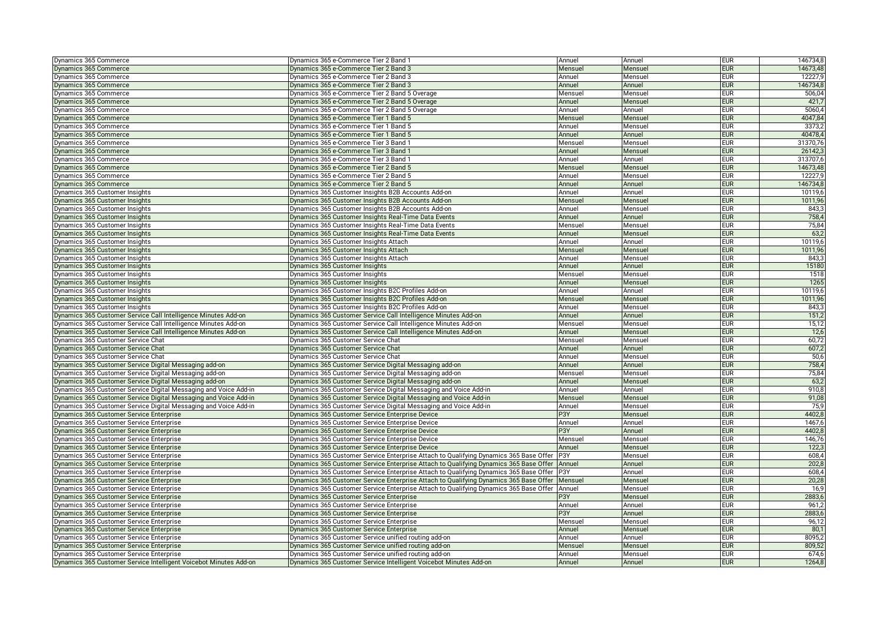| | | | | | |
|---|---|---|---|---|---|
| Dynamics 365 Commerce | Dynamics 365 e-Commerce Tier 2 Band 1 | Annuel | Annuel | EUR | 146734,8 |
| Dynamics 365 Commerce | Dynamics 365 e-Commerce Tier 2 Band 3 | Mensuel | Mensuel | EUR | 14673,48 |
| Dynamics 365 Commerce | Dynamics 365 e-Commerce Tier 2 Band 3 | Annuel | Mensuel | EUR | 12227,9 |
| Dynamics 365 Commerce | Dynamics 365 e-Commerce Tier 2 Band 3 | Annuel | Annuel | EUR | 146734,8 |
| Dynamics 365 Commerce | Dynamics 365 e-Commerce Tier 2 Band 5 Overage | Mensuel | Mensuel | EUR | 506,04 |
| Dynamics 365 Commerce | Dynamics 365 e-Commerce Tier 2 Band 5 Overage | Annuel | Mensuel | EUR | 421,7 |
| Dynamics 365 Commerce | Dynamics 365 e-Commerce Tier 2 Band 5 Overage | Annuel | Annuel | EUR | 5060,4 |
| Dynamics 365 Commerce | Dynamics 365 e-Commerce Tier 1 Band 5 | Mensuel | Mensuel | EUR | 4047,84 |
| Dynamics 365 Commerce | Dynamics 365 e-Commerce Tier 1 Band 5 | Annuel | Mensuel | EUR | 3373,2 |
| Dynamics 365 Commerce | Dynamics 365 e-Commerce Tier 1 Band 5 | Annuel | Annuel | EUR | 40478,4 |
| Dynamics 365 Commerce | Dynamics 365 e-Commerce Tier 3 Band 1 | Mensuel | Mensuel | EUR | 31370,76 |
| Dynamics 365 Commerce | Dynamics 365 e-Commerce Tier 3 Band 1 | Annuel | Mensuel | EUR | 26142,3 |
| Dynamics 365 Commerce | Dynamics 365 e-Commerce Tier 3 Band 1 | Annuel | Annuel | EUR | 313707,6 |
| Dynamics 365 Commerce | Dynamics 365 e-Commerce Tier 2 Band 5 | Mensuel | Mensuel | EUR | 14673,48 |
| Dynamics 365 Commerce | Dynamics 365 e-Commerce Tier 2 Band 5 | Annuel | Mensuel | EUR | 12227,9 |
| Dynamics 365 Commerce | Dynamics 365 e-Commerce Tier 2 Band 5 | Annuel | Annuel | EUR | 146734,8 |
| Dynamics 365 Customer Insights | Dynamics 365 Customer Insights B2B Accounts Add-on | Annuel | Annuel | EUR | 10119,6 |
| Dynamics 365 Customer Insights | Dynamics 365 Customer Insights B2B Accounts Add-on | Mensuel | Mensuel | EUR | 1011,96 |
| Dynamics 365 Customer Insights | Dynamics 365 Customer Insights B2B Accounts Add-on | Annuel | Mensuel | EUR | 843,3 |
| Dynamics 365 Customer Insights | Dynamics 365 Customer Insights Real-Time Data Events | Annuel | Annuel | EUR | 758,4 |
| Dynamics 365 Customer Insights | Dynamics 365 Customer Insights Real-Time Data Events | Mensuel | Mensuel | EUR | 75,84 |
| Dynamics 365 Customer Insights | Dynamics 365 Customer Insights Real-Time Data Events | Annuel | Mensuel | EUR | 63,2 |
| Dynamics 365 Customer Insights | Dynamics 365 Customer Insights Attach | Annuel | Annuel | EUR | 10119,6 |
| Dynamics 365 Customer Insights | Dynamics 365 Customer Insights Attach | Mensuel | Mensuel | EUR | 1011,96 |
| Dynamics 365 Customer Insights | Dynamics 365 Customer Insights Attach | Annuel | Mensuel | EUR | 843,3 |
| Dynamics 365 Customer Insights | Dynamics 365 Customer Insights | Annuel | Annuel | EUR | 15180 |
| Dynamics 365 Customer Insights | Dynamics 365 Customer Insights | Mensuel | Mensuel | EUR | 1518 |
| Dynamics 365 Customer Insights | Dynamics 365 Customer Insights | Annuel | Mensuel | EUR | 1265 |
| Dynamics 365 Customer Insights | Dynamics 365 Customer Insights B2C Profiles Add-on | Annuel | Annuel | EUR | 10119,6 |
| Dynamics 365 Customer Insights | Dynamics 365 Customer Insights B2C Profiles Add-on | Mensuel | Mensuel | EUR | 1011,96 |
| Dynamics 365 Customer Insights | Dynamics 365 Customer Insights B2C Profiles Add-on | Annuel | Mensuel | EUR | 843,3 |
| Dynamics 365 Customer Service Call Intelligence Minutes Add-on | Dynamics 365 Customer Service Call Intelligence Minutes Add-on | Annuel | Annuel | EUR | 151,2 |
| Dynamics 365 Customer Service Call Intelligence Minutes Add-on | Dynamics 365 Customer Service Call Intelligence Minutes Add-on | Mensuel | Mensuel | EUR | 15,12 |
| Dynamics 365 Customer Service Call Intelligence Minutes Add-on | Dynamics 365 Customer Service Call Intelligence Minutes Add-on | Annuel | Mensuel | EUR | 12,6 |
| Dynamics 365 Customer Service Chat | Dynamics 365 Customer Service Chat | Mensuel | Mensuel | EUR | 60,72 |
| Dynamics 365 Customer Service Chat | Dynamics 365 Customer Service Chat | Annuel | Annuel | EUR | 607,2 |
| Dynamics 365 Customer Service Chat | Dynamics 365 Customer Service Chat | Annuel | Mensuel | EUR | 50,6 |
| Dynamics 365 Customer Service Digital Messaging add-on | Dynamics 365 Customer Service Digital Messaging add-on | Annuel | Annuel | EUR | 758,4 |
| Dynamics 365 Customer Service Digital Messaging add-on | Dynamics 365 Customer Service Digital Messaging add-on | Mensuel | Mensuel | EUR | 75,84 |
| Dynamics 365 Customer Service Digital Messaging add-on | Dynamics 365 Customer Service Digital Messaging add-on | Annuel | Mensuel | EUR | 63,2 |
| Dynamics 365 Customer Service Digital Messaging and Voice Add-in | Dynamics 365 Customer Service Digital Messaging and Voice Add-in | Annuel | Annuel | EUR | 910,8 |
| Dynamics 365 Customer Service Digital Messaging and Voice Add-in | Dynamics 365 Customer Service Digital Messaging and Voice Add-in | Mensuel | Mensuel | EUR | 91,08 |
| Dynamics 365 Customer Service Digital Messaging and Voice Add-in | Dynamics 365 Customer Service Digital Messaging and Voice Add-in | Annuel | Mensuel | EUR | 75,9 |
| Dynamics 365 Customer Service Enterprise | Dynamics 365 Customer Service Enterprise Device | P3Y | Mensuel | EUR | 4402,8 |
| Dynamics 365 Customer Service Enterprise | Dynamics 365 Customer Service Enterprise Device | Annuel | Annuel | EUR | 1467,6 |
| Dynamics 365 Customer Service Enterprise | Dynamics 365 Customer Service Enterprise Device | P3Y | Annuel | EUR | 4402,8 |
| Dynamics 365 Customer Service Enterprise | Dynamics 365 Customer Service Enterprise Device | Mensuel | Mensuel | EUR | 146,76 |
| Dynamics 365 Customer Service Enterprise | Dynamics 365 Customer Service Enterprise Device | Annuel | Mensuel | EUR | 122,3 |
| Dynamics 365 Customer Service Enterprise | Dynamics 365 Customer Service Enterprise Attach to Qualifying Dynamics 365 Base Offer | P3Y | Mensuel | EUR | 608,4 |
| Dynamics 365 Customer Service Enterprise | Dynamics 365 Customer Service Enterprise Attach to Qualifying Dynamics 365 Base Offer | Annuel | Annuel | EUR | 202,8 |
| Dynamics 365 Customer Service Enterprise | Dynamics 365 Customer Service Enterprise Attach to Qualifying Dynamics 365 Base Offer | P3Y | Annuel | EUR | 608,4 |
| Dynamics 365 Customer Service Enterprise | Dynamics 365 Customer Service Enterprise Attach to Qualifying Dynamics 365 Base Offer | Mensuel | Mensuel | EUR | 20,28 |
| Dynamics 365 Customer Service Enterprise | Dynamics 365 Customer Service Enterprise Attach to Qualifying Dynamics 365 Base Offer | Annuel | Mensuel | EUR | 16,9 |
| Dynamics 365 Customer Service Enterprise | Dynamics 365 Customer Service Enterprise | P3Y | Mensuel | EUR | 2883,6 |
| Dynamics 365 Customer Service Enterprise | Dynamics 365 Customer Service Enterprise | Annuel | Annuel | EUR | 961,2 |
| Dynamics 365 Customer Service Enterprise | Dynamics 365 Customer Service Enterprise | P3Y | Annuel | EUR | 2883,6 |
| Dynamics 365 Customer Service Enterprise | Dynamics 365 Customer Service Enterprise | Mensuel | Mensuel | EUR | 96,12 |
| Dynamics 365 Customer Service Enterprise | Dynamics 365 Customer Service Enterprise | Annuel | Mensuel | EUR | 80,1 |
| Dynamics 365 Customer Service Enterprise | Dynamics 365 Customer Service unified routing add-on | Annuel | Annuel | EUR | 8095,2 |
| Dynamics 365 Customer Service Enterprise | Dynamics 365 Customer Service unified routing add-on | Mensuel | Mensuel | EUR | 809,52 |
| Dynamics 365 Customer Service Enterprise | Dynamics 365 Customer Service unified routing add-on | Annuel | Mensuel | EUR | 674,6 |
| Dynamics 365 Customer Service Intelligent Voicebot Minutes Add-on | Dynamics 365 Customer Service Intelligent Voicebot Minutes Add-on | Annuel | Annuel | EUR | 1264,8 |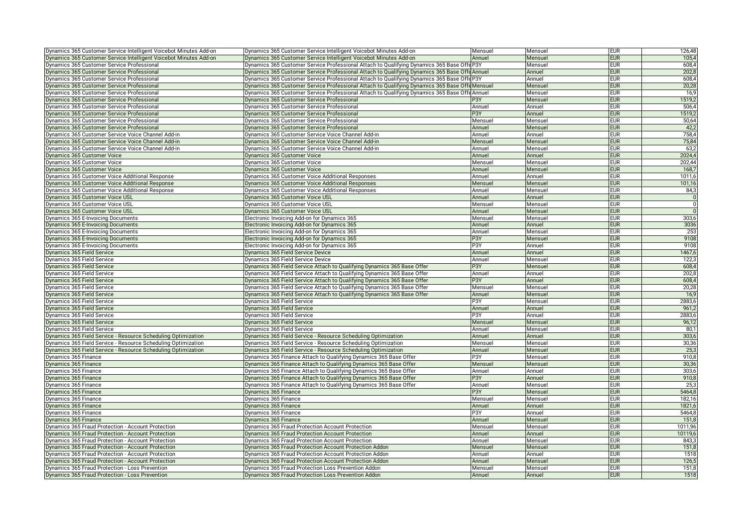| | | | | | |
|---|---|---|---|---|---|
| Dynamics 365 Customer Service Intelligent Voicebot Minutes Add-on | Dynamics 365 Customer Service Intelligent Voicebot Minutes Add-on | Mensuel | Mensuel | EUR | 126,48 |
| Dynamics 365 Customer Service Intelligent Voicebot Minutes Add-on | Dynamics 365 Customer Service Intelligent Voicebot Minutes Add-on | Annuel | Mensuel | EUR | 105,4 |
| Dynamics 365 Customer Service Professional | Dynamics 365 Customer Service Professional Attach to Qualifying Dynamics 365 Base Offe | P3Y | Mensuel | EUR | 608,4 |
| Dynamics 365 Customer Service Professional | Dynamics 365 Customer Service Professional Attach to Qualifying Dynamics 365 Base Offe | Annuel | Annuel | EUR | 202,8 |
| Dynamics 365 Customer Service Professional | Dynamics 365 Customer Service Professional Attach to Qualifying Dynamics 365 Base Offe | P3Y | Annuel | EUR | 608,4 |
| Dynamics 365 Customer Service Professional | Dynamics 365 Customer Service Professional Attach to Qualifying Dynamics 365 Base Offe | Mensuel | Mensuel | EUR | 20,28 |
| Dynamics 365 Customer Service Professional | Dynamics 365 Customer Service Professional Attach to Qualifying Dynamics 365 Base Offe | Annuel | Mensuel | EUR | 16,9 |
| Dynamics 365 Customer Service Professional | Dynamics 365 Customer Service Professional | P3Y | Mensuel | EUR | 1519,2 |
| Dynamics 365 Customer Service Professional | Dynamics 365 Customer Service Professional | Annuel | Annuel | EUR | 506,4 |
| Dynamics 365 Customer Service Professional | Dynamics 365 Customer Service Professional | P3Y | Annuel | EUR | 1519,2 |
| Dynamics 365 Customer Service Professional | Dynamics 365 Customer Service Professional | Mensuel | Mensuel | EUR | 50,64 |
| Dynamics 365 Customer Service Professional | Dynamics 365 Customer Service Professional | Annuel | Mensuel | EUR | 42,2 |
| Dynamics 365 Customer Service Voice Channel Add-in | Dynamics 365 Customer Service Voice Channel Add-in | Annuel | Annuel | EUR | 758,4 |
| Dynamics 365 Customer Service Voice Channel Add-in | Dynamics 365 Customer Service Voice Channel Add-in | Mensuel | Mensuel | EUR | 75,84 |
| Dynamics 365 Customer Service Voice Channel Add-in | Dynamics 365 Customer Service Voice Channel Add-in | Annuel | Mensuel | EUR | 63,2 |
| Dynamics 365 Customer Voice | Dynamics 365 Customer Voice | Annuel | Annuel | EUR | 2024,4 |
| Dynamics 365 Customer Voice | Dynamics 365 Customer Voice | Mensuel | Mensuel | EUR | 202,44 |
| Dynamics 365 Customer Voice | Dynamics 365 Customer Voice | Annuel | Mensuel | EUR | 168,7 |
| Dynamics 365 Customer Voice Additional Response | Dynamics 365 Customer Voice Additional Responses | Annuel | Annuel | EUR | 1011,6 |
| Dynamics 365 Customer Voice Additional Response | Dynamics 365 Customer Voice Additional Responses | Mensuel | Mensuel | EUR | 101,16 |
| Dynamics 365 Customer Voice Additional Response | Dynamics 365 Customer Voice Additional Responses | Annuel | Mensuel | EUR | 84,3 |
| Dynamics 365 Customer Voice USL | Dynamics 365 Customer Voice USL | Annuel | Annuel | EUR | 0 |
| Dynamics 365 Customer Voice USL | Dynamics 365 Customer Voice USL | Mensuel | Mensuel | EUR | 0 |
| Dynamics 365 Customer Voice USL | Dynamics 365 Customer Voice USL | Annuel | Mensuel | EUR | 0 |
| Dynamics 365 E-Invoicing Documents | Electronic Invoicing Add-on for Dynamics 365 | Mensuel | Mensuel | EUR | 303,6 |
| Dynamics 365 E-Invoicing Documents | Electronic Invoicing Add-on for Dynamics 365 | Annuel | Annuel | EUR | 3036 |
| Dynamics 365 E-Invoicing Documents | Electronic Invoicing Add-on for Dynamics 365 | Annuel | Mensuel | EUR | 253 |
| Dynamics 365 E-Invoicing Documents | Electronic Invoicing Add-on for Dynamics 365 | P3Y | Mensuel | EUR | 9108 |
| Dynamics 365 E-Invoicing Documents | Electronic Invoicing Add-on for Dynamics 365 | P3Y | Annuel | EUR | 9108 |
| Dynamics 365 Field Service | Dynamics 365 Field Service Device | Annuel | Annuel | EUR | 1467,6 |
| Dynamics 365 Field Service | Dynamics 365 Field Service Device | Annuel | Mensuel | EUR | 122,3 |
| Dynamics 365 Field Service | Dynamics 365 Field Service Attach to Qualifying Dynamics 365 Base Offer | P3Y | Mensuel | EUR | 608,4 |
| Dynamics 365 Field Service | Dynamics 365 Field Service Attach to Qualifying Dynamics 365 Base Offer | Annuel | Annuel | EUR | 202,8 |
| Dynamics 365 Field Service | Dynamics 365 Field Service Attach to Qualifying Dynamics 365 Base Offer | P3Y | Annuel | EUR | 608,4 |
| Dynamics 365 Field Service | Dynamics 365 Field Service Attach to Qualifying Dynamics 365 Base Offer | Mensuel | Mensuel | EUR | 20,28 |
| Dynamics 365 Field Service | Dynamics 365 Field Service Attach to Qualifying Dynamics 365 Base Offer | Annuel | Mensuel | EUR | 16,9 |
| Dynamics 365 Field Service | Dynamics 365 Field Service | P3Y | Mensuel | EUR | 2883,6 |
| Dynamics 365 Field Service | Dynamics 365 Field Service | Annuel | Annuel | EUR | 961,2 |
| Dynamics 365 Field Service | Dynamics 365 Field Service | P3Y | Annuel | EUR | 2883,6 |
| Dynamics 365 Field Service | Dynamics 365 Field Service | Mensuel | Mensuel | EUR | 96,12 |
| Dynamics 365 Field Service | Dynamics 365 Field Service | Annuel | Mensuel | EUR | 80,1 |
| Dynamics 365 Field Service - Resource Scheduling Optimization | Dynamics 365 Field Service - Resource Scheduling Optimization | Annuel | Annuel | EUR | 303,6 |
| Dynamics 365 Field Service - Resource Scheduling Optimization | Dynamics 365 Field Service - Resource Scheduling Optimization | Mensuel | Mensuel | EUR | 30,36 |
| Dynamics 365 Field Service - Resource Scheduling Optimization | Dynamics 365 Field Service - Resource Scheduling Optimization | Annuel | Mensuel | EUR | 25,3 |
| Dynamics 365 Finance | Dynamics 365 Finance Attach to Qualifying Dynamics 365 Base Offer | P3Y | Mensuel | EUR | 910,8 |
| Dynamics 365 Finance | Dynamics 365 Finance Attach to Qualifying Dynamics 365 Base Offer | Mensuel | Mensuel | EUR | 30,36 |
| Dynamics 365 Finance | Dynamics 365 Finance Attach to Qualifying Dynamics 365 Base Offer | Annuel | Annuel | EUR | 303,6 |
| Dynamics 365 Finance | Dynamics 365 Finance Attach to Qualifying Dynamics 365 Base Offer | P3Y | Annuel | EUR | 910,8 |
| Dynamics 365 Finance | Dynamics 365 Finance Attach to Qualifying Dynamics 365 Base Offer | Annuel | Mensuel | EUR | 25,3 |
| Dynamics 365 Finance | Dynamics 365 Finance | P3Y | Mensuel | EUR | 5464,8 |
| Dynamics 365 Finance | Dynamics 365 Finance | Mensuel | Mensuel | EUR | 182,16 |
| Dynamics 365 Finance | Dynamics 365 Finance | Annuel | Annuel | EUR | 1821,6 |
| Dynamics 365 Finance | Dynamics 365 Finance | P3Y | Annuel | EUR | 5464,8 |
| Dynamics 365 Finance | Dynamics 365 Finance | Annuel | Mensuel | EUR | 151,8 |
| Dynamics 365 Fraud Protection - Account Protection | Dynamics 365 Fraud Protection Account Protection | Mensuel | Mensuel | EUR | 1011,96 |
| Dynamics 365 Fraud Protection - Account Protection | Dynamics 365 Fraud Protection Account Protection | Annuel | Annuel | EUR | 10119,6 |
| Dynamics 365 Fraud Protection - Account Protection | Dynamics 365 Fraud Protection Account Protection | Annuel | Mensuel | EUR | 843,3 |
| Dynamics 365 Fraud Protection - Account Protection | Dynamics 365 Fraud Protection Account Protection Addon | Mensuel | Mensuel | EUR | 151,8 |
| Dynamics 365 Fraud Protection - Account Protection | Dynamics 365 Fraud Protection Account Protection Addon | Annuel | Annuel | EUR | 1518 |
| Dynamics 365 Fraud Protection - Account Protection | Dynamics 365 Fraud Protection Account Protection Addon | Annuel | Mensuel | EUR | 126,5 |
| Dynamics 365 Fraud Protection - Loss Prevention | Dynamics 365 Fraud Protection Loss Prevention Addon | Mensuel | Mensuel | EUR | 151,8 |
| Dynamics 365 Fraud Protection - Loss Prevention | Dynamics 365 Fraud Protection Loss Prevention Addon | Annuel | Annuel | EUR | 1518 |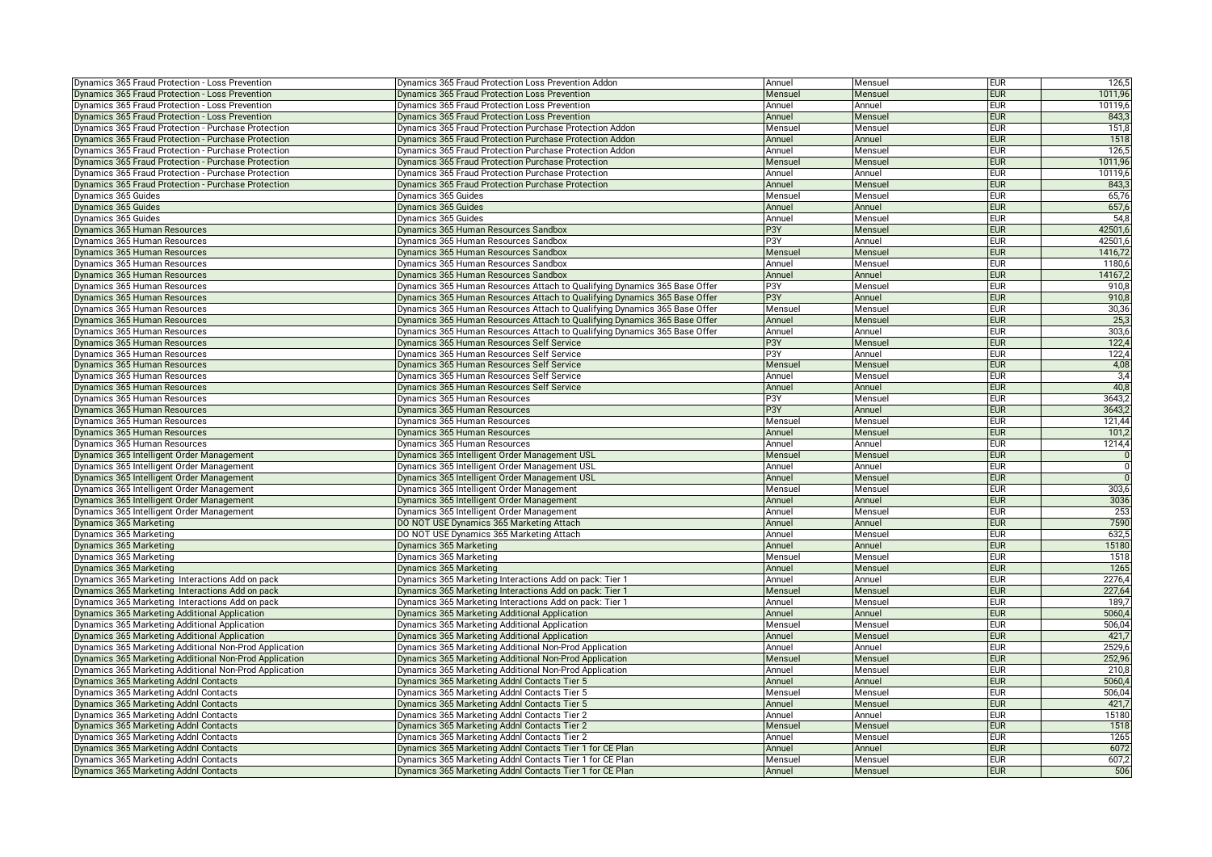| | | | | | |
|---|---|---|---|---|---|
| Dynamics 365 Fraud Protection - Loss Prevention | Dynamics 365 Fraud Protection Loss Prevention Addon | Annuel | Mensuel | EUR | 126,5 |
| Dynamics 365 Fraud Protection - Loss Prevention | Dynamics 365 Fraud Protection Loss Prevention | Mensuel | Mensuel | EUR | 1011,96 |
| Dynamics 365 Fraud Protection - Loss Prevention | Dynamics 365 Fraud Protection Loss Prevention | Annuel | Annuel | EUR | 10119,6 |
| Dynamics 365 Fraud Protection - Loss Prevention | Dynamics 365 Fraud Protection Loss Prevention | Annuel | Mensuel | EUR | 843,3 |
| Dynamics 365 Fraud Protection - Purchase Protection | Dynamics 365 Fraud Protection Purchase Protection Addon | Mensuel | Mensuel | EUR | 151,8 |
| Dynamics 365 Fraud Protection - Purchase Protection | Dynamics 365 Fraud Protection Purchase Protection Addon | Annuel | Annuel | EUR | 1518 |
| Dynamics 365 Fraud Protection - Purchase Protection | Dynamics 365 Fraud Protection Purchase Protection Addon | Annuel | Mensuel | EUR | 126,5 |
| Dynamics 365 Fraud Protection - Purchase Protection | Dynamics 365 Fraud Protection Purchase Protection | Mensuel | Mensuel | EUR | 1011,96 |
| Dynamics 365 Fraud Protection - Purchase Protection | Dynamics 365 Fraud Protection Purchase Protection | Annuel | Annuel | EUR | 10119,6 |
| Dynamics 365 Fraud Protection - Purchase Protection | Dynamics 365 Fraud Protection Purchase Protection | Annuel | Mensuel | EUR | 843,3 |
| Dynamics 365 Guides | Dynamics 365 Guides | Mensuel | Mensuel | EUR | 65,76 |
| Dynamics 365 Guides | Dynamics 365 Guides | Annuel | Annuel | EUR | 657,6 |
| Dynamics 365 Guides | Dynamics 365 Guides | Annuel | Mensuel | EUR | 54,8 |
| Dynamics 365 Human Resources | Dynamics 365 Human Resources Sandbox | P3Y | Mensuel | EUR | 42501,6 |
| Dynamics 365 Human Resources | Dynamics 365 Human Resources Sandbox | P3Y | Annuel | EUR | 42501,6 |
| Dynamics 365 Human Resources | Dynamics 365 Human Resources Sandbox | Mensuel | Mensuel | EUR | 1416,72 |
| Dynamics 365 Human Resources | Dynamics 365 Human Resources Sandbox | Annuel | Mensuel | EUR | 1180,6 |
| Dynamics 365 Human Resources | Dynamics 365 Human Resources Sandbox | Annuel | Annuel | EUR | 14167,2 |
| Dynamics 365 Human Resources | Dynamics 365 Human Resources Attach to Qualifying Dynamics 365 Base Offer | P3Y | Mensuel | EUR | 910,8 |
| Dynamics 365 Human Resources | Dynamics 365 Human Resources Attach to Qualifying Dynamics 365 Base Offer | P3Y | Annuel | EUR | 910,8 |
| Dynamics 365 Human Resources | Dynamics 365 Human Resources Attach to Qualifying Dynamics 365 Base Offer | Mensuel | Mensuel | EUR | 30,36 |
| Dynamics 365 Human Resources | Dynamics 365 Human Resources Attach to Qualifying Dynamics 365 Base Offer | Annuel | Mensuel | EUR | 25,3 |
| Dynamics 365 Human Resources | Dynamics 365 Human Resources Attach to Qualifying Dynamics 365 Base Offer | Annuel | Annuel | EUR | 303,6 |
| Dynamics 365 Human Resources | Dynamics 365 Human Resources Self Service | P3Y | Mensuel | EUR | 122,4 |
| Dynamics 365 Human Resources | Dynamics 365 Human Resources Self Service | P3Y | Annuel | EUR | 122,4 |
| Dynamics 365 Human Resources | Dynamics 365 Human Resources Self Service | Mensuel | Mensuel | EUR | 4,08 |
| Dynamics 365 Human Resources | Dynamics 365 Human Resources Self Service | Annuel | Mensuel | EUR | 3,4 |
| Dynamics 365 Human Resources | Dynamics 365 Human Resources Self Service | Annuel | Annuel | EUR | 40,8 |
| Dynamics 365 Human Resources | Dynamics 365 Human Resources | P3Y | Mensuel | EUR | 3643,2 |
| Dynamics 365 Human Resources | Dynamics 365 Human Resources | P3Y | Annuel | EUR | 3643,2 |
| Dynamics 365 Human Resources | Dynamics 365 Human Resources | Mensuel | Mensuel | EUR | 121,44 |
| Dynamics 365 Human Resources | Dynamics 365 Human Resources | Annuel | Mensuel | EUR | 101,2 |
| Dynamics 365 Human Resources | Dynamics 365 Human Resources | Annuel | Annuel | EUR | 1214,4 |
| Dynamics 365 Intelligent Order Management | Dynamics 365 Intelligent Order Management USL | Mensuel | Mensuel | EUR | 0 |
| Dynamics 365 Intelligent Order Management | Dynamics 365 Intelligent Order Management USL | Annuel | Annuel | EUR | 0 |
| Dynamics 365 Intelligent Order Management | Dynamics 365 Intelligent Order Management USL | Annuel | Mensuel | EUR | 0 |
| Dynamics 365 Intelligent Order Management | Dynamics 365 Intelligent Order Management | Mensuel | Mensuel | EUR | 303,6 |
| Dynamics 365 Intelligent Order Management | Dynamics 365 Intelligent Order Management | Annuel | Annuel | EUR | 3036 |
| Dynamics 365 Intelligent Order Management | Dynamics 365 Intelligent Order Management | Annuel | Mensuel | EUR | 253 |
| Dynamics 365 Marketing | DO NOT USE Dynamics 365 Marketing Attach | Annuel | Annuel | EUR | 7590 |
| Dynamics 365 Marketing | DO NOT USE Dynamics 365 Marketing Attach | Annuel | Mensuel | EUR | 632,5 |
| Dynamics 365 Marketing | Dynamics 365 Marketing | Annuel | Annuel | EUR | 15180 |
| Dynamics 365 Marketing | Dynamics 365 Marketing | Mensuel | Mensuel | EUR | 1518 |
| Dynamics 365 Marketing | Dynamics 365 Marketing | Annuel | Mensuel | EUR | 1265 |
| Dynamics 365 Marketing Interactions Add on pack | Dynamics 365 Marketing Interactions Add on pack: Tier 1 | Annuel | Annuel | EUR | 2276,4 |
| Dynamics 365 Marketing Interactions Add on pack | Dynamics 365 Marketing Interactions Add on pack: Tier 1 | Mensuel | Mensuel | EUR | 227,64 |
| Dynamics 365 Marketing Interactions Add on pack | Dynamics 365 Marketing Interactions Add on pack: Tier 1 | Annuel | Mensuel | EUR | 189,7 |
| Dynamics 365 Marketing Additional Application | Dynamics 365 Marketing Additional Application | Annuel | Annuel | EUR | 5060,4 |
| Dynamics 365 Marketing Additional Application | Dynamics 365 Marketing Additional Application | Mensuel | Mensuel | EUR | 506,04 |
| Dynamics 365 Marketing Additional Application | Dynamics 365 Marketing Additional Application | Annuel | Mensuel | EUR | 421,7 |
| Dynamics 365 Marketing Additional Non-Prod Application | Dynamics 365 Marketing Additional Non-Prod Application | Annuel | Annuel | EUR | 2529,6 |
| Dynamics 365 Marketing Additional Non-Prod Application | Dynamics 365 Marketing Additional Non-Prod Application | Mensuel | Mensuel | EUR | 252,96 |
| Dynamics 365 Marketing Additional Non-Prod Application | Dynamics 365 Marketing Additional Non-Prod Application | Annuel | Mensuel | EUR | 210,8 |
| Dynamics 365 Marketing Addnl Contacts | Dynamics 365 Marketing Addnl Contacts Tier 5 | Annuel | Annuel | EUR | 5060,4 |
| Dynamics 365 Marketing Addnl Contacts | Dynamics 365 Marketing Addnl Contacts Tier 5 | Mensuel | Mensuel | EUR | 506,04 |
| Dynamics 365 Marketing Addnl Contacts | Dynamics 365 Marketing Addnl Contacts Tier 5 | Annuel | Mensuel | EUR | 421,7 |
| Dynamics 365 Marketing Addnl Contacts | Dynamics 365 Marketing Addnl Contacts Tier 2 | Annuel | Annuel | EUR | 15180 |
| Dynamics 365 Marketing Addnl Contacts | Dynamics 365 Marketing Addnl Contacts Tier 2 | Mensuel | Mensuel | EUR | 1518 |
| Dynamics 365 Marketing Addnl Contacts | Dynamics 365 Marketing Addnl Contacts Tier 2 | Annuel | Mensuel | EUR | 1265 |
| Dynamics 365 Marketing Addnl Contacts | Dynamics 365 Marketing Addnl Contacts Tier 1 for CE Plan | Annuel | Annuel | EUR | 6072 |
| Dynamics 365 Marketing Addnl Contacts | Dynamics 365 Marketing Addnl Contacts Tier 1 for CE Plan | Mensuel | Mensuel | EUR | 607,2 |
| Dynamics 365 Marketing Addnl Contacts | Dynamics 365 Marketing Addnl Contacts Tier 1 for CE Plan | Annuel | Mensuel | EUR | 506 |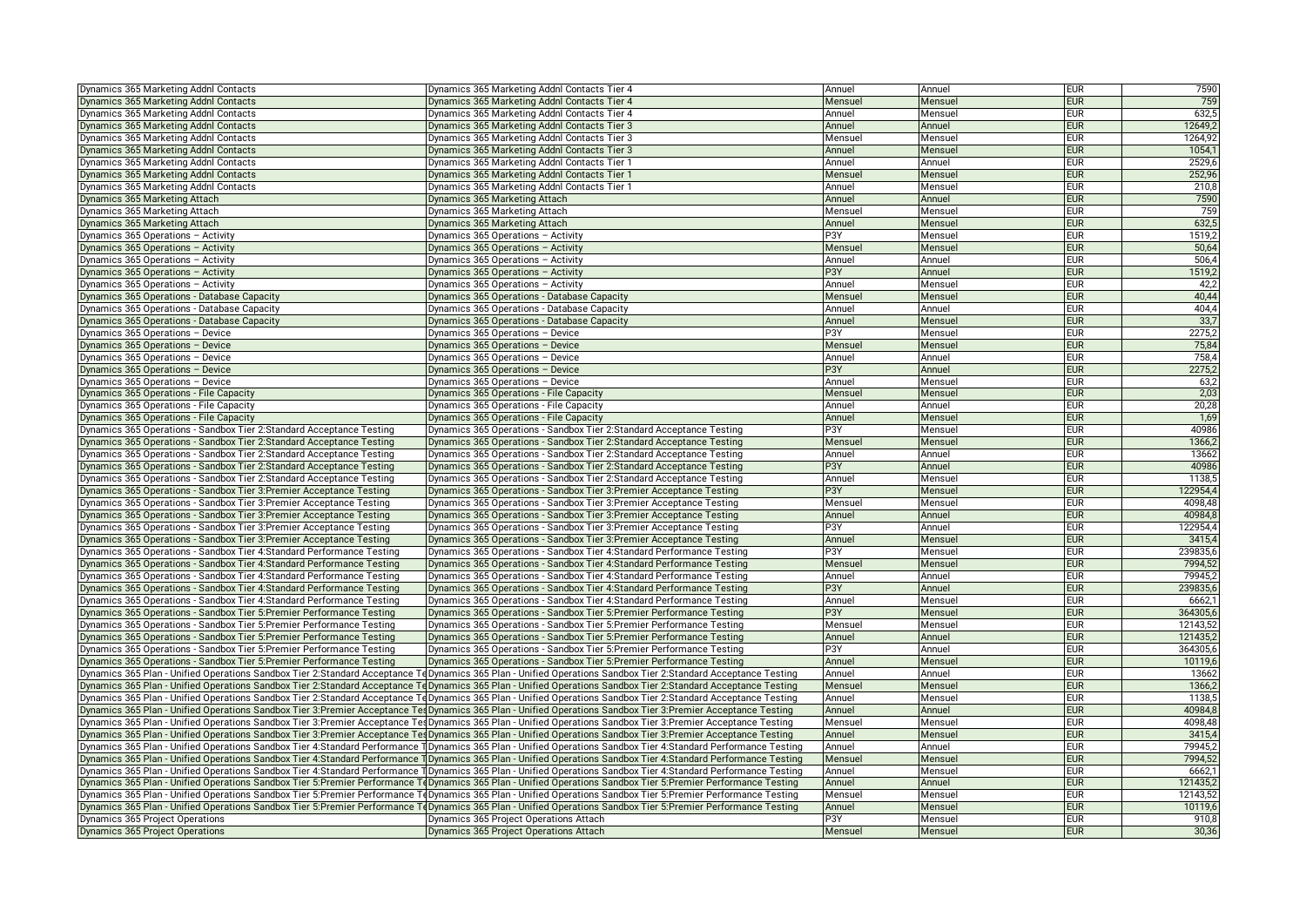| | | | | | |
|---|---|---|---|---|---|
| Dynamics 365 Marketing Addnl Contacts | Dynamics 365 Marketing Addnl Contacts Tier 4 | Annuel | Annuel | EUR | 7590 |
| Dynamics 365 Marketing Addnl Contacts | Dynamics 365 Marketing Addnl Contacts Tier 4 | Mensuel | Mensuel | EUR | 759 |
| Dynamics 365 Marketing Addnl Contacts | Dynamics 365 Marketing Addnl Contacts Tier 4 | Annuel | Mensuel | EUR | 632,5 |
| Dynamics 365 Marketing Addnl Contacts | Dynamics 365 Marketing Addnl Contacts Tier 3 | Annuel | Annuel | EUR | 12649,2 |
| Dynamics 365 Marketing Addnl Contacts | Dynamics 365 Marketing Addnl Contacts Tier 3 | Mensuel | Mensuel | EUR | 1264,92 |
| Dynamics 365 Marketing Addnl Contacts | Dynamics 365 Marketing Addnl Contacts Tier 3 | Annuel | Mensuel | EUR | 1054,1 |
| Dynamics 365 Marketing Addnl Contacts | Dynamics 365 Marketing Addnl Contacts Tier 1 | Annuel | Annuel | EUR | 2529,6 |
| Dynamics 365 Marketing Addnl Contacts | Dynamics 365 Marketing Addnl Contacts Tier 1 | Mensuel | Mensuel | EUR | 252,96 |
| Dynamics 365 Marketing Addnl Contacts | Dynamics 365 Marketing Addnl Contacts Tier 1 | Annuel | Mensuel | EUR | 210,8 |
| Dynamics 365 Marketing Attach | Dynamics 365 Marketing Attach | Annuel | Annuel | EUR | 7590 |
| Dynamics 365 Marketing Attach | Dynamics 365 Marketing Attach | Mensuel | Mensuel | EUR | 759 |
| Dynamics 365 Marketing Attach | Dynamics 365 Marketing Attach | Annuel | Mensuel | EUR | 632,5 |
| Dynamics 365 Operations – Activity | Dynamics 365 Operations – Activity | P3Y | Mensuel | EUR | 1519,2 |
| Dynamics 365 Operations – Activity | Dynamics 365 Operations – Activity | Mensuel | Mensuel | EUR | 50,64 |
| Dynamics 365 Operations – Activity | Dynamics 365 Operations – Activity | Annuel | Annuel | EUR | 506,4 |
| Dynamics 365 Operations – Activity | Dynamics 365 Operations – Activity | P3Y | Annuel | EUR | 1519,2 |
| Dynamics 365 Operations – Activity | Dynamics 365 Operations – Activity | Annuel | Mensuel | EUR | 42,2 |
| Dynamics 365 Operations - Database Capacity | Dynamics 365 Operations - Database Capacity | Mensuel | Mensuel | EUR | 40,44 |
| Dynamics 365 Operations - Database Capacity | Dynamics 365 Operations - Database Capacity | Annuel | Annuel | EUR | 404,4 |
| Dynamics 365 Operations - Database Capacity | Dynamics 365 Operations - Database Capacity | Annuel | Mensuel | EUR | 33,7 |
| Dynamics 365 Operations – Device | Dynamics 365 Operations – Device | P3Y | Mensuel | EUR | 2275,2 |
| Dynamics 365 Operations – Device | Dynamics 365 Operations – Device | Mensuel | Mensuel | EUR | 75,84 |
| Dynamics 365 Operations – Device | Dynamics 365 Operations – Device | Annuel | Annuel | EUR | 758,4 |
| Dynamics 365 Operations – Device | Dynamics 365 Operations – Device | P3Y | Annuel | EUR | 2275,2 |
| Dynamics 365 Operations – Device | Dynamics 365 Operations – Device | Annuel | Mensuel | EUR | 63,2 |
| Dynamics 365 Operations - File Capacity | Dynamics 365 Operations - File Capacity | Mensuel | Mensuel | EUR | 2,03 |
| Dynamics 365 Operations - File Capacity | Dynamics 365 Operations - File Capacity | Annuel | Annuel | EUR | 20,28 |
| Dynamics 365 Operations - File Capacity | Dynamics 365 Operations - File Capacity | Annuel | Mensuel | EUR | 1,69 |
| Dynamics 365 Operations - Sandbox Tier 2:Standard Acceptance Testing | Dynamics 365 Operations - Sandbox Tier 2:Standard Acceptance Testing | P3Y | Mensuel | EUR | 40986 |
| Dynamics 365 Operations - Sandbox Tier 2:Standard Acceptance Testing | Dynamics 365 Operations - Sandbox Tier 2:Standard Acceptance Testing | Mensuel | Mensuel | EUR | 1366,2 |
| Dynamics 365 Operations - Sandbox Tier 2:Standard Acceptance Testing | Dynamics 365 Operations - Sandbox Tier 2:Standard Acceptance Testing | Annuel | Annuel | EUR | 13662 |
| Dynamics 365 Operations - Sandbox Tier 2:Standard Acceptance Testing | Dynamics 365 Operations - Sandbox Tier 2:Standard Acceptance Testing | P3Y | Annuel | EUR | 40986 |
| Dynamics 365 Operations - Sandbox Tier 2:Standard Acceptance Testing | Dynamics 365 Operations - Sandbox Tier 2:Standard Acceptance Testing | Annuel | Mensuel | EUR | 1138,5 |
| Dynamics 365 Operations - Sandbox Tier 3:Premier Acceptance Testing | Dynamics 365 Operations - Sandbox Tier 3:Premier Acceptance Testing | P3Y | Mensuel | EUR | 122954,4 |
| Dynamics 365 Operations - Sandbox Tier 3:Premier Acceptance Testing | Dynamics 365 Operations - Sandbox Tier 3:Premier Acceptance Testing | Mensuel | Mensuel | EUR | 4098,48 |
| Dynamics 365 Operations - Sandbox Tier 3:Premier Acceptance Testing | Dynamics 365 Operations - Sandbox Tier 3:Premier Acceptance Testing | Annuel | Annuel | EUR | 40984,8 |
| Dynamics 365 Operations - Sandbox Tier 3:Premier Acceptance Testing | Dynamics 365 Operations - Sandbox Tier 3:Premier Acceptance Testing | P3Y | Annuel | EUR | 122954,4 |
| Dynamics 365 Operations - Sandbox Tier 3:Premier Acceptance Testing | Dynamics 365 Operations - Sandbox Tier 3:Premier Acceptance Testing | Annuel | Mensuel | EUR | 3415,4 |
| Dynamics 365 Operations - Sandbox Tier 4:Standard Performance Testing | Dynamics 365 Operations - Sandbox Tier 4:Standard Performance Testing | P3Y | Mensuel | EUR | 239835,6 |
| Dynamics 365 Operations - Sandbox Tier 4:Standard Performance Testing | Dynamics 365 Operations - Sandbox Tier 4:Standard Performance Testing | Mensuel | Mensuel | EUR | 7994,52 |
| Dynamics 365 Operations - Sandbox Tier 4:Standard Performance Testing | Dynamics 365 Operations - Sandbox Tier 4:Standard Performance Testing | Annuel | Annuel | EUR | 79945,2 |
| Dynamics 365 Operations - Sandbox Tier 4:Standard Performance Testing | Dynamics 365 Operations - Sandbox Tier 4:Standard Performance Testing | P3Y | Annuel | EUR | 239835,6 |
| Dynamics 365 Operations - Sandbox Tier 4:Standard Performance Testing | Dynamics 365 Operations - Sandbox Tier 4:Standard Performance Testing | Annuel | Mensuel | EUR | 6662,1 |
| Dynamics 365 Operations - Sandbox Tier 5:Premier Performance Testing | Dynamics 365 Operations - Sandbox Tier 5:Premier Performance Testing | P3Y | Mensuel | EUR | 364305,6 |
| Dynamics 365 Operations - Sandbox Tier 5:Premier Performance Testing | Dynamics 365 Operations - Sandbox Tier 5:Premier Performance Testing | Mensuel | Mensuel | EUR | 12143,52 |
| Dynamics 365 Operations - Sandbox Tier 5:Premier Performance Testing | Dynamics 365 Operations - Sandbox Tier 5:Premier Performance Testing | Annuel | Annuel | EUR | 121435,2 |
| Dynamics 365 Operations - Sandbox Tier 5:Premier Performance Testing | Dynamics 365 Operations - Sandbox Tier 5:Premier Performance Testing | P3Y | Annuel | EUR | 364305,6 |
| Dynamics 365 Operations - Sandbox Tier 5:Premier Performance Testing | Dynamics 365 Operations - Sandbox Tier 5:Premier Performance Testing | Annuel | Mensuel | EUR | 10119,6 |
| Dynamics 365 Plan - Unified Operations Sandbox Tier 2:Standard Acceptance Te | Dynamics 365 Plan - Unified Operations Sandbox Tier 2:Standard Acceptance Testing | Annuel | Annuel | EUR | 13662 |
| Dynamics 365 Plan - Unified Operations Sandbox Tier 2:Standard Acceptance Te | Dynamics 365 Plan - Unified Operations Sandbox Tier 2:Standard Acceptance Testing | Mensuel | Mensuel | EUR | 1366,2 |
| Dynamics 365 Plan - Unified Operations Sandbox Tier 2:Standard Acceptance Te | Dynamics 365 Plan - Unified Operations Sandbox Tier 2:Standard Acceptance Testing | Annuel | Mensuel | EUR | 1138,5 |
| Dynamics 365 Plan - Unified Operations Sandbox Tier 3:Premier Acceptance Tes | Dynamics 365 Plan - Unified Operations Sandbox Tier 3:Premier Acceptance Testing | Annuel | Annuel | EUR | 40984,8 |
| Dynamics 365 Plan - Unified Operations Sandbox Tier 3:Premier Acceptance Tes | Dynamics 365 Plan - Unified Operations Sandbox Tier 3:Premier Acceptance Testing | Mensuel | Mensuel | EUR | 4098,48 |
| Dynamics 365 Plan - Unified Operations Sandbox Tier 3:Premier Acceptance Tes | Dynamics 365 Plan - Unified Operations Sandbox Tier 3:Premier Acceptance Testing | Annuel | Mensuel | EUR | 3415,4 |
| Dynamics 365 Plan - Unified Operations Sandbox Tier 4:Standard Performance T | Dynamics 365 Plan - Unified Operations Sandbox Tier 4:Standard Performance Testing | Annuel | Annuel | EUR | 79945,2 |
| Dynamics 365 Plan - Unified Operations Sandbox Tier 4:Standard Performance T | Dynamics 365 Plan - Unified Operations Sandbox Tier 4:Standard Performance Testing | Mensuel | Mensuel | EUR | 7994,52 |
| Dynamics 365 Plan - Unified Operations Sandbox Tier 4:Standard Performance T | Dynamics 365 Plan - Unified Operations Sandbox Tier 4:Standard Performance Testing | Annuel | Mensuel | EUR | 6662,1 |
| Dynamics 365 Plan - Unified Operations Sandbox Tier 5:Premier Performance Te | Dynamics 365 Plan - Unified Operations Sandbox Tier 5:Premier Performance Testing | Annuel | Annuel | EUR | 121435,2 |
| Dynamics 365 Plan - Unified Operations Sandbox Tier 5:Premier Performance Te | Dynamics 365 Plan - Unified Operations Sandbox Tier 5:Premier Performance Testing | Mensuel | Mensuel | EUR | 12143,52 |
| Dynamics 365 Plan - Unified Operations Sandbox Tier 5:Premier Performance Te | Dynamics 365 Plan - Unified Operations Sandbox Tier 5:Premier Performance Testing | Annuel | Mensuel | EUR | 10119,6 |
| Dynamics 365 Project Operations | Dynamics 365 Project Operations Attach | P3Y | Mensuel | EUR | 910,8 |
| Dynamics 365 Project Operations | Dynamics 365 Project Operations Attach | Mensuel | Mensuel | EUR | 30,36 |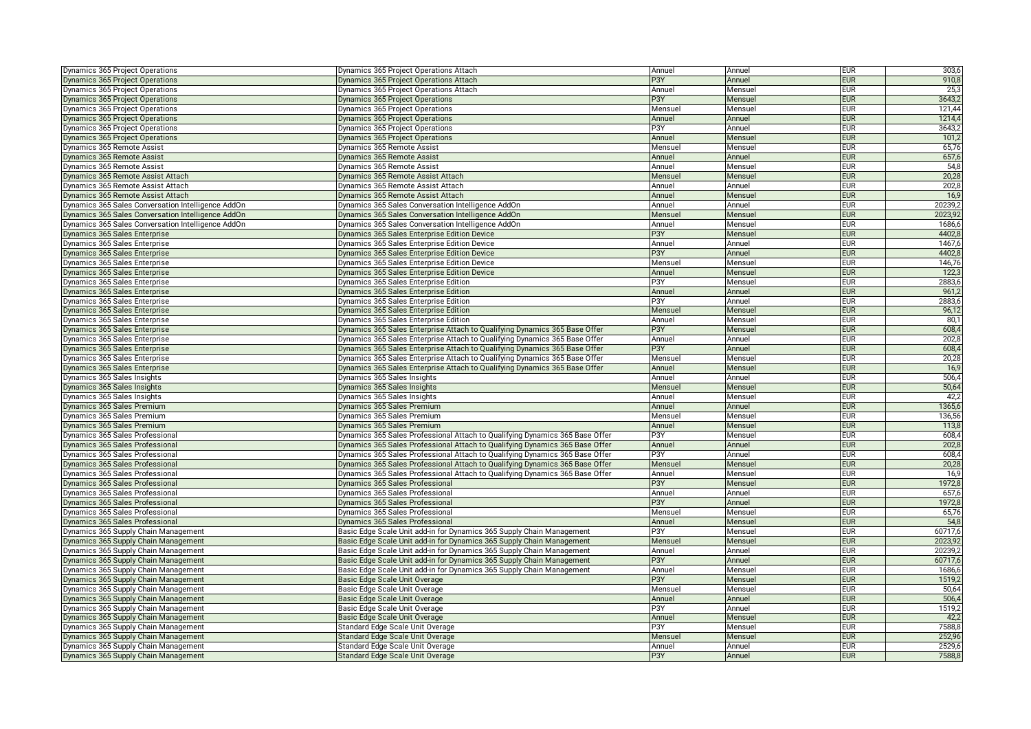| | | | | | |
|---|---|---|---|---|---|
| Dynamics 365 Project Operations | Dynamics 365 Project Operations Attach | Annuel | Annuel | EUR | 303,6 |
| Dynamics 365 Project Operations | Dynamics 365 Project Operations Attach | P3Y | Annuel | EUR | 910,8 |
| Dynamics 365 Project Operations | Dynamics 365 Project Operations Attach | Annuel | Mensuel | EUR | 25,3 |
| Dynamics 365 Project Operations | Dynamics 365 Project Operations | P3Y | Mensuel | EUR | 3643,2 |
| Dynamics 365 Project Operations | Dynamics 365 Project Operations | Mensuel | Mensuel | EUR | 121,44 |
| Dynamics 365 Project Operations | Dynamics 365 Project Operations | Annuel | Annuel | EUR | 1214,4 |
| Dynamics 365 Project Operations | Dynamics 365 Project Operations | P3Y | Annuel | EUR | 3643,2 |
| Dynamics 365 Project Operations | Dynamics 365 Project Operations | Annuel | Mensuel | EUR | 101,2 |
| Dynamics 365 Remote Assist | Dynamics 365 Remote Assist | Mensuel | Mensuel | EUR | 65,76 |
| Dynamics 365 Remote Assist | Dynamics 365 Remote Assist | Annuel | Annuel | EUR | 657,6 |
| Dynamics 365 Remote Assist | Dynamics 365 Remote Assist | Annuel | Mensuel | EUR | 54,8 |
| Dynamics 365 Remote Assist Attach | Dynamics 365 Remote Assist Attach | Mensuel | Mensuel | EUR | 20,28 |
| Dynamics 365 Remote Assist Attach | Dynamics 365 Remote Assist Attach | Annuel | Annuel | EUR | 202,8 |
| Dynamics 365 Remote Assist Attach | Dynamics 365 Remote Assist Attach | Annuel | Mensuel | EUR | 16,9 |
| Dynamics 365 Sales Conversation Intelligence AddOn | Dynamics 365 Sales Conversation Intelligence AddOn | Annuel | Annuel | EUR | 20239,2 |
| Dynamics 365 Sales Conversation Intelligence AddOn | Dynamics 365 Sales Conversation Intelligence AddOn | Mensuel | Mensuel | EUR | 2023,92 |
| Dynamics 365 Sales Conversation Intelligence AddOn | Dynamics 365 Sales Conversation Intelligence AddOn | Annuel | Mensuel | EUR | 1686,6 |
| Dynamics 365 Sales Enterprise | Dynamics 365 Sales Enterprise Edition Device | P3Y | Mensuel | EUR | 4402,8 |
| Dynamics 365 Sales Enterprise | Dynamics 365 Sales Enterprise Edition Device | Annuel | Annuel | EUR | 1467,6 |
| Dynamics 365 Sales Enterprise | Dynamics 365 Sales Enterprise Edition Device | P3Y | Annuel | EUR | 4402,8 |
| Dynamics 365 Sales Enterprise | Dynamics 365 Sales Enterprise Edition Device | Mensuel | Mensuel | EUR | 146,76 |
| Dynamics 365 Sales Enterprise | Dynamics 365 Sales Enterprise Edition Device | Annuel | Mensuel | EUR | 122,3 |
| Dynamics 365 Sales Enterprise | Dynamics 365 Sales Enterprise Edition | P3Y | Mensuel | EUR | 2883,6 |
| Dynamics 365 Sales Enterprise | Dynamics 365 Sales Enterprise Edition | Annuel | Annuel | EUR | 961,2 |
| Dynamics 365 Sales Enterprise | Dynamics 365 Sales Enterprise Edition | P3Y | Annuel | EUR | 2883,6 |
| Dynamics 365 Sales Enterprise | Dynamics 365 Sales Enterprise Edition | Mensuel | Mensuel | EUR | 96,12 |
| Dynamics 365 Sales Enterprise | Dynamics 365 Sales Enterprise Edition | Annuel | Mensuel | EUR | 80,1 |
| Dynamics 365 Sales Enterprise | Dynamics 365 Sales Enterprise Attach to Qualifying Dynamics 365 Base Offer | P3Y | Mensuel | EUR | 608,4 |
| Dynamics 365 Sales Enterprise | Dynamics 365 Sales Enterprise Attach to Qualifying Dynamics 365 Base Offer | Annuel | Annuel | EUR | 202,8 |
| Dynamics 365 Sales Enterprise | Dynamics 365 Sales Enterprise Attach to Qualifying Dynamics 365 Base Offer | P3Y | Annuel | EUR | 608,4 |
| Dynamics 365 Sales Enterprise | Dynamics 365 Sales Enterprise Attach to Qualifying Dynamics 365 Base Offer | Mensuel | Mensuel | EUR | 20,28 |
| Dynamics 365 Sales Enterprise | Dynamics 365 Sales Enterprise Attach to Qualifying Dynamics 365 Base Offer | Annuel | Mensuel | EUR | 16,9 |
| Dynamics 365 Sales Insights | Dynamics 365 Sales Insights | Annuel | Annuel | EUR | 506,4 |
| Dynamics 365 Sales Insights | Dynamics 365 Sales Insights | Mensuel | Mensuel | EUR | 50,64 |
| Dynamics 365 Sales Insights | Dynamics 365 Sales Insights | Annuel | Mensuel | EUR | 42,2 |
| Dynamics 365 Sales Premium | Dynamics 365 Sales Premium | Annuel | Annuel | EUR | 1365,6 |
| Dynamics 365 Sales Premium | Dynamics 365 Sales Premium | Mensuel | Mensuel | EUR | 136,56 |
| Dynamics 365 Sales Premium | Dynamics 365 Sales Premium | Annuel | Mensuel | EUR | 113,8 |
| Dynamics 365 Sales Professional | Dynamics 365 Sales Professional Attach to Qualifying Dynamics 365 Base Offer | P3Y | Mensuel | EUR | 608,4 |
| Dynamics 365 Sales Professional | Dynamics 365 Sales Professional Attach to Qualifying Dynamics 365 Base Offer | Annuel | Annuel | EUR | 202,8 |
| Dynamics 365 Sales Professional | Dynamics 365 Sales Professional Attach to Qualifying Dynamics 365 Base Offer | P3Y | Annuel | EUR | 608,4 |
| Dynamics 365 Sales Professional | Dynamics 365 Sales Professional Attach to Qualifying Dynamics 365 Base Offer | Mensuel | Mensuel | EUR | 20,28 |
| Dynamics 365 Sales Professional | Dynamics 365 Sales Professional Attach to Qualifying Dynamics 365 Base Offer | Annuel | Mensuel | EUR | 16,9 |
| Dynamics 365 Sales Professional | Dynamics 365 Sales Professional | P3Y | Mensuel | EUR | 1972,8 |
| Dynamics 365 Sales Professional | Dynamics 365 Sales Professional | Annuel | Annuel | EUR | 657,6 |
| Dynamics 365 Sales Professional | Dynamics 365 Sales Professional | P3Y | Annuel | EUR | 1972,8 |
| Dynamics 365 Sales Professional | Dynamics 365 Sales Professional | Mensuel | Mensuel | EUR | 65,76 |
| Dynamics 365 Sales Professional | Dynamics 365 Sales Professional | Annuel | Mensuel | EUR | 54,8 |
| Dynamics 365 Supply Chain Management | Basic Edge Scale Unit add-in for Dynamics 365 Supply Chain Management | P3Y | Mensuel | EUR | 60717,6 |
| Dynamics 365 Supply Chain Management | Basic Edge Scale Unit add-in for Dynamics 365 Supply Chain Management | Mensuel | Mensuel | EUR | 2023,92 |
| Dynamics 365 Supply Chain Management | Basic Edge Scale Unit add-in for Dynamics 365 Supply Chain Management | Annuel | Annuel | EUR | 20239,2 |
| Dynamics 365 Supply Chain Management | Basic Edge Scale Unit add-in for Dynamics 365 Supply Chain Management | P3Y | Annuel | EUR | 60717,6 |
| Dynamics 365 Supply Chain Management | Basic Edge Scale Unit add-in for Dynamics 365 Supply Chain Management | Annuel | Mensuel | EUR | 1686,6 |
| Dynamics 365 Supply Chain Management | Basic Edge Scale Unit Overage | P3Y | Mensuel | EUR | 1519,2 |
| Dynamics 365 Supply Chain Management | Basic Edge Scale Unit Overage | Mensuel | Mensuel | EUR | 50,64 |
| Dynamics 365 Supply Chain Management | Basic Edge Scale Unit Overage | Annuel | Annuel | EUR | 506,4 |
| Dynamics 365 Supply Chain Management | Basic Edge Scale Unit Overage | P3Y | Annuel | EUR | 1519,2 |
| Dynamics 365 Supply Chain Management | Basic Edge Scale Unit Overage | Annuel | Mensuel | EUR | 42,2 |
| Dynamics 365 Supply Chain Management | Standard Edge Scale Unit Overage | P3Y | Mensuel | EUR | 7588,8 |
| Dynamics 365 Supply Chain Management | Standard Edge Scale Unit Overage | Mensuel | Mensuel | EUR | 252,96 |
| Dynamics 365 Supply Chain Management | Standard Edge Scale Unit Overage | Annuel | Annuel | EUR | 2529,6 |
| Dynamics 365 Supply Chain Management | Standard Edge Scale Unit Overage | P3Y | Annuel | EUR | 7588,8 |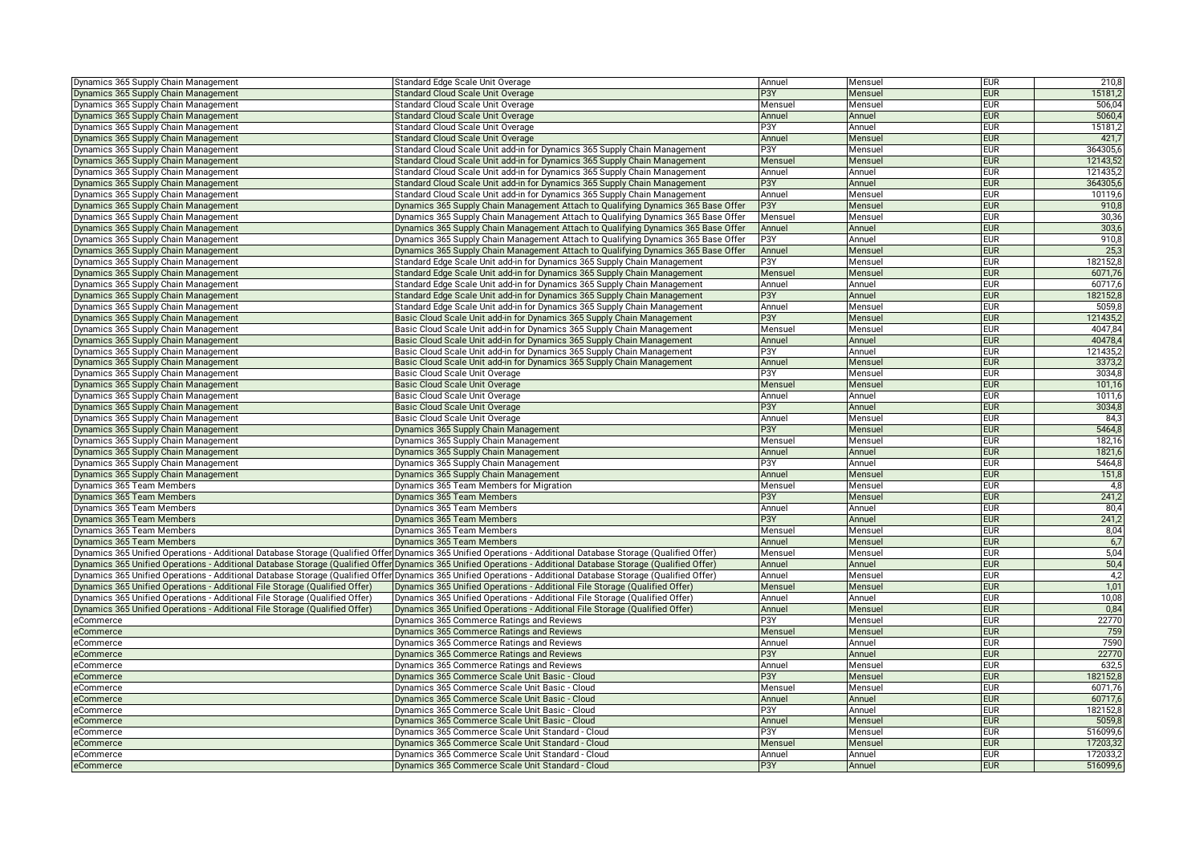| | | | | | |
|---|---|---|---|---|---|
| Dynamics 365 Supply Chain Management | Standard Edge Scale Unit Overage | Annuel | Mensuel | EUR | 210,8 |
| Dynamics 365 Supply Chain Management | Standard Cloud Scale Unit Overage | P3Y | Mensuel | EUR | 15181,2 |
| Dynamics 365 Supply Chain Management | Standard Cloud Scale Unit Overage | Mensuel | Mensuel | EUR | 506,04 |
| Dynamics 365 Supply Chain Management | Standard Cloud Scale Unit Overage | Annuel | Annuel | EUR | 5060,4 |
| Dynamics 365 Supply Chain Management | Standard Cloud Scale Unit Overage | P3Y | Annuel | EUR | 15181,2 |
| Dynamics 365 Supply Chain Management | Standard Cloud Scale Unit Overage | Annuel | Mensuel | EUR | 421,7 |
| Dynamics 365 Supply Chain Management | Standard Cloud Scale Unit add-in for Dynamics 365 Supply Chain Management | P3Y | Mensuel | EUR | 364305,6 |
| Dynamics 365 Supply Chain Management | Standard Cloud Scale Unit add-in for Dynamics 365 Supply Chain Management | Mensuel | Mensuel | EUR | 12143,52 |
| Dynamics 365 Supply Chain Management | Standard Cloud Scale Unit add-in for Dynamics 365 Supply Chain Management | Annuel | Annuel | EUR | 121435,2 |
| Dynamics 365 Supply Chain Management | Standard Cloud Scale Unit add-in for Dynamics 365 Supply Chain Management | P3Y | Annuel | EUR | 364305,6 |
| Dynamics 365 Supply Chain Management | Standard Cloud Scale Unit add-in for Dynamics 365 Supply Chain Management | Annuel | Mensuel | EUR | 10119,6 |
| Dynamics 365 Supply Chain Management | Dynamics 365 Supply Chain Management Attach to Qualifying Dynamics 365 Base Offer | P3Y | Mensuel | EUR | 910,8 |
| Dynamics 365 Supply Chain Management | Dynamics 365 Supply Chain Management Attach to Qualifying Dynamics 365 Base Offer | Mensuel | Mensuel | EUR | 30,36 |
| Dynamics 365 Supply Chain Management | Dynamics 365 Supply Chain Management Attach to Qualifying Dynamics 365 Base Offer | Annuel | Annuel | EUR | 303,6 |
| Dynamics 365 Supply Chain Management | Dynamics 365 Supply Chain Management Attach to Qualifying Dynamics 365 Base Offer | P3Y | Annuel | EUR | 910,8 |
| Dynamics 365 Supply Chain Management | Dynamics 365 Supply Chain Management Attach to Qualifying Dynamics 365 Base Offer | Annuel | Mensuel | EUR | 25,3 |
| Dynamics 365 Supply Chain Management | Standard Edge Scale Unit add-in for Dynamics 365 Supply Chain Management | P3Y | Mensuel | EUR | 182152,8 |
| Dynamics 365 Supply Chain Management | Standard Edge Scale Unit add-in for Dynamics 365 Supply Chain Management | Mensuel | Mensuel | EUR | 6071,76 |
| Dynamics 365 Supply Chain Management | Standard Edge Scale Unit add-in for Dynamics 365 Supply Chain Management | Annuel | Annuel | EUR | 60717,6 |
| Dynamics 365 Supply Chain Management | Standard Edge Scale Unit add-in for Dynamics 365 Supply Chain Management | P3Y | Annuel | EUR | 182152,8 |
| Dynamics 365 Supply Chain Management | Standard Edge Scale Unit add-in for Dynamics 365 Supply Chain Management | Annuel | Mensuel | EUR | 5059,8 |
| Dynamics 365 Supply Chain Management | Basic Cloud Scale Unit add-in for Dynamics 365 Supply Chain Management | P3Y | Mensuel | EUR | 121435,2 |
| Dynamics 365 Supply Chain Management | Basic Cloud Scale Unit add-in for Dynamics 365 Supply Chain Management | Mensuel | Mensuel | EUR | 4047,84 |
| Dynamics 365 Supply Chain Management | Basic Cloud Scale Unit add-in for Dynamics 365 Supply Chain Management | Annuel | Annuel | EUR | 40478,4 |
| Dynamics 365 Supply Chain Management | Basic Cloud Scale Unit add-in for Dynamics 365 Supply Chain Management | P3Y | Annuel | EUR | 121435,2 |
| Dynamics 365 Supply Chain Management | Basic Cloud Scale Unit add-in for Dynamics 365 Supply Chain Management | Annuel | Mensuel | EUR | 3373,2 |
| Dynamics 365 Supply Chain Management | Basic Cloud Scale Unit Overage | P3Y | Mensuel | EUR | 3034,8 |
| Dynamics 365 Supply Chain Management | Basic Cloud Scale Unit Overage | Mensuel | Mensuel | EUR | 101,16 |
| Dynamics 365 Supply Chain Management | Basic Cloud Scale Unit Overage | Annuel | Annuel | EUR | 1011,6 |
| Dynamics 365 Supply Chain Management | Basic Cloud Scale Unit Overage | P3Y | Annuel | EUR | 3034,8 |
| Dynamics 365 Supply Chain Management | Basic Cloud Scale Unit Overage | Annuel | Mensuel | EUR | 84,3 |
| Dynamics 365 Supply Chain Management | Dynamics 365 Supply Chain Management | P3Y | Mensuel | EUR | 5464,8 |
| Dynamics 365 Supply Chain Management | Dynamics 365 Supply Chain Management | Mensuel | Mensuel | EUR | 182,16 |
| Dynamics 365 Supply Chain Management | Dynamics 365 Supply Chain Management | Annuel | Annuel | EUR | 1821,6 |
| Dynamics 365 Supply Chain Management | Dynamics 365 Supply Chain Management | P3Y | Annuel | EUR | 5464,8 |
| Dynamics 365 Supply Chain Management | Dynamics 365 Supply Chain Management | Annuel | Mensuel | EUR | 151,8 |
| Dynamics 365 Team Members | Dynamics 365 Team Members for Migration | Mensuel | Mensuel | EUR | 4,8 |
| Dynamics 365 Team Members | Dynamics 365 Team Members | P3Y | Mensuel | EUR | 241,2 |
| Dynamics 365 Team Members | Dynamics 365 Team Members | Annuel | Annuel | EUR | 80,4 |
| Dynamics 365 Team Members | Dynamics 365 Team Members | P3Y | Annuel | EUR | 241,2 |
| Dynamics 365 Team Members | Dynamics 365 Team Members | Mensuel | Mensuel | EUR | 8,04 |
| Dynamics 365 Team Members | Dynamics 365 Team Members | Annuel | Mensuel | EUR | 6,7 |
| Dynamics 365 Unified Operations - Additional Database Storage (Qualified Offer) | Dynamics 365 Unified Operations - Additional Database Storage (Qualified Offer) | Mensuel | Mensuel | EUR | 5,04 |
| Dynamics 365 Unified Operations - Additional Database Storage (Qualified Offer) | Dynamics 365 Unified Operations - Additional Database Storage (Qualified Offer) | Annuel | Annuel | EUR | 50,4 |
| Dynamics 365 Unified Operations - Additional Database Storage (Qualified Offer) | Dynamics 365 Unified Operations - Additional Database Storage (Qualified Offer) | Annuel | Mensuel | EUR | 4,2 |
| Dynamics 365 Unified Operations - Additional File Storage (Qualified Offer) | Dynamics 365 Unified Operations - Additional File Storage (Qualified Offer) | Mensuel | Mensuel | EUR | 1,01 |
| Dynamics 365 Unified Operations - Additional File Storage (Qualified Offer) | Dynamics 365 Unified Operations - Additional File Storage (Qualified Offer) | Annuel | Annuel | EUR | 10,08 |
| Dynamics 365 Unified Operations - Additional File Storage (Qualified Offer) | Dynamics 365 Unified Operations - Additional File Storage (Qualified Offer) | Annuel | Mensuel | EUR | 0,84 |
| eCommerce | Dynamics 365 Commerce Ratings and Reviews | P3Y | Mensuel | EUR | 22770 |
| eCommerce | Dynamics 365 Commerce Ratings and Reviews | Mensuel | Mensuel | EUR | 759 |
| eCommerce | Dynamics 365 Commerce Ratings and Reviews | Annuel | Annuel | EUR | 7590 |
| eCommerce | Dynamics 365 Commerce Ratings and Reviews | P3Y | Annuel | EUR | 22770 |
| eCommerce | Dynamics 365 Commerce Ratings and Reviews | Annuel | Mensuel | EUR | 632,5 |
| eCommerce | Dynamics 365 Commerce Scale Unit Basic - Cloud | P3Y | Mensuel | EUR | 182152,8 |
| eCommerce | Dynamics 365 Commerce Scale Unit Basic - Cloud | Mensuel | Mensuel | EUR | 6071,76 |
| eCommerce | Dynamics 365 Commerce Scale Unit Basic - Cloud | Annuel | Annuel | EUR | 60717,6 |
| eCommerce | Dynamics 365 Commerce Scale Unit Basic - Cloud | P3Y | Annuel | EUR | 182152,8 |
| eCommerce | Dynamics 365 Commerce Scale Unit Basic - Cloud | Annuel | Mensuel | EUR | 5059,8 |
| eCommerce | Dynamics 365 Commerce Scale Unit Standard - Cloud | P3Y | Mensuel | EUR | 516099,6 |
| eCommerce | Dynamics 365 Commerce Scale Unit Standard - Cloud | Mensuel | Mensuel | EUR | 17203,32 |
| eCommerce | Dynamics 365 Commerce Scale Unit Standard - Cloud | Annuel | Annuel | EUR | 172033,2 |
| eCommerce | Dynamics 365 Commerce Scale Unit Standard - Cloud | P3Y | Annuel | EUR | 516099,6 |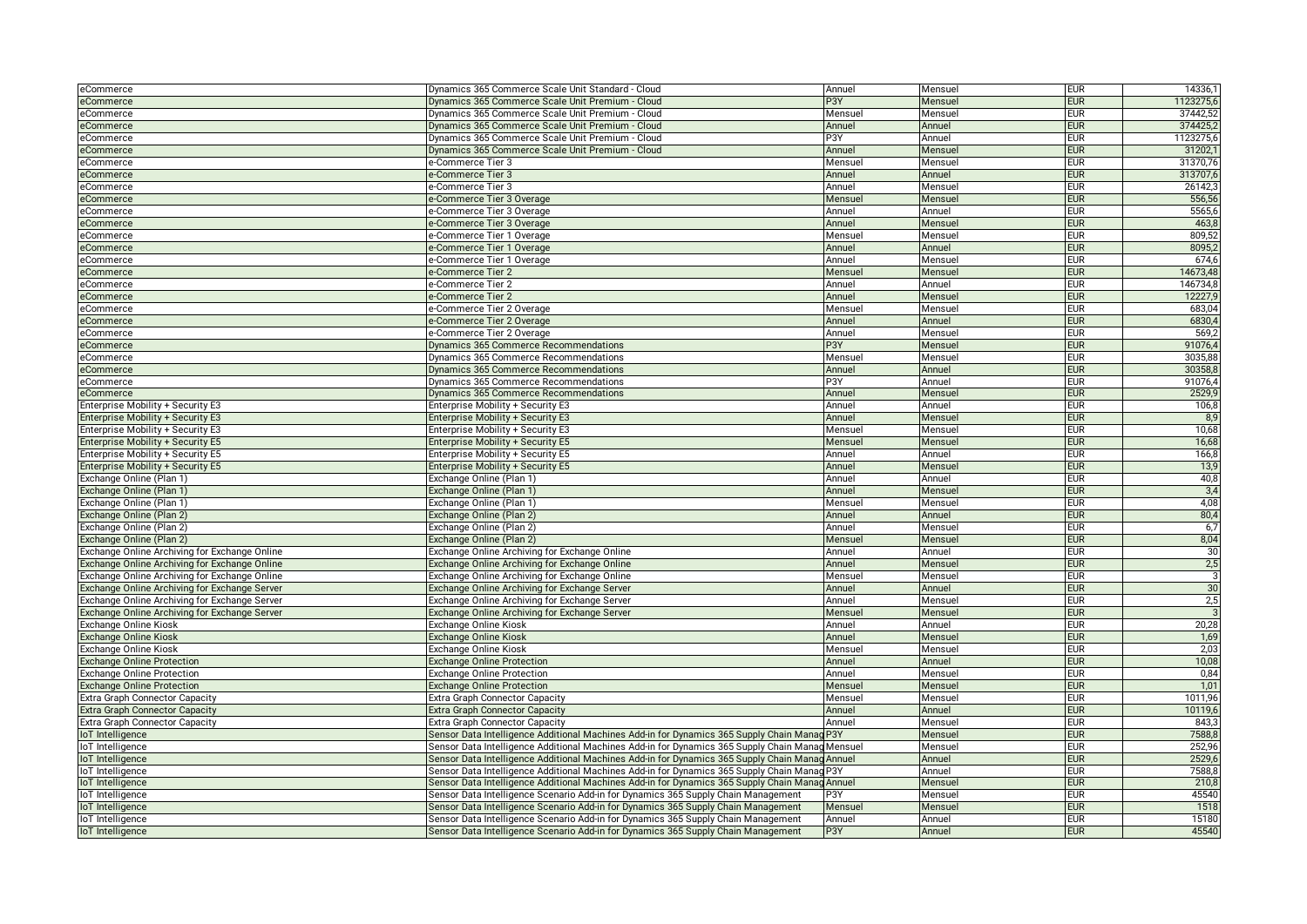| | | | | | |
|---|---|---|---|---|---|
| eCommerce | Dynamics 365 Commerce Scale Unit Standard - Cloud | Annuel | Mensuel | EUR | 14336,1 |
| eCommerce | Dynamics 365 Commerce Scale Unit Premium - Cloud | P3Y | Mensuel | EUR | 1123275,6 |
| eCommerce | Dynamics 365 Commerce Scale Unit Premium - Cloud | Mensuel | Mensuel | EUR | 37442,52 |
| eCommerce | Dynamics 365 Commerce Scale Unit Premium - Cloud | Annuel | Annuel | EUR | 374425,2 |
| eCommerce | Dynamics 365 Commerce Scale Unit Premium - Cloud | P3Y | Annuel | EUR | 1123275,6 |
| eCommerce | Dynamics 365 Commerce Scale Unit Premium - Cloud | Annuel | Mensuel | EUR | 31202,1 |
| eCommerce | e-Commerce Tier 3 | Mensuel | Mensuel | EUR | 31370,76 |
| eCommerce | e-Commerce Tier 3 | Annuel | Annuel | EUR | 313707,6 |
| eCommerce | e-Commerce Tier 3 | Annuel | Mensuel | EUR | 26142,3 |
| eCommerce | e-Commerce Tier 3 Overage | Mensuel | Mensuel | EUR | 556,56 |
| eCommerce | e-Commerce Tier 3 Overage | Annuel | Annuel | EUR | 5565,6 |
| eCommerce | e-Commerce Tier 3 Overage | Annuel | Mensuel | EUR | 463,8 |
| eCommerce | e-Commerce Tier 1 Overage | Mensuel | Mensuel | EUR | 809,52 |
| eCommerce | e-Commerce Tier 1 Overage | Annuel | Annuel | EUR | 8095,2 |
| eCommerce | e-Commerce Tier 1 Overage | Annuel | Mensuel | EUR | 674,6 |
| eCommerce | e-Commerce Tier 2 | Mensuel | Mensuel | EUR | 14673,48 |
| eCommerce | e-Commerce Tier 2 | Annuel | Annuel | EUR | 146734,8 |
| eCommerce | e-Commerce Tier 2 | Annuel | Mensuel | EUR | 12227,9 |
| eCommerce | e-Commerce Tier 2 Overage | Mensuel | Mensuel | EUR | 683,04 |
| eCommerce | e-Commerce Tier 2 Overage | Annuel | Annuel | EUR | 6830,4 |
| eCommerce | e-Commerce Tier 2 Overage | Annuel | Mensuel | EUR | 569,2 |
| eCommerce | Dynamics 365 Commerce Recommendations | P3Y | Mensuel | EUR | 91076,4 |
| eCommerce | Dynamics 365 Commerce Recommendations | Mensuel | Mensuel | EUR | 3035,88 |
| eCommerce | Dynamics 365 Commerce Recommendations | Annuel | Annuel | EUR | 30358,8 |
| eCommerce | Dynamics 365 Commerce Recommendations | P3Y | Annuel | EUR | 91076,4 |
| eCommerce | Dynamics 365 Commerce Recommendations | Annuel | Mensuel | EUR | 2529,9 |
| Enterprise Mobility + Security E3 | Enterprise Mobility + Security E3 | Annuel | Annuel | EUR | 106,8 |
| Enterprise Mobility + Security E3 | Enterprise Mobility + Security E3 | Annuel | Mensuel | EUR | 8,9 |
| Enterprise Mobility + Security E3 | Enterprise Mobility + Security E3 | Mensuel | Mensuel | EUR | 10,68 |
| Enterprise Mobility + Security E5 | Enterprise Mobility + Security E5 | Mensuel | Mensuel | EUR | 16,68 |
| Enterprise Mobility + Security E5 | Enterprise Mobility + Security E5 | Annuel | Annuel | EUR | 166,8 |
| Enterprise Mobility + Security E5 | Enterprise Mobility + Security E5 | Annuel | Mensuel | EUR | 13,9 |
| Exchange Online (Plan 1) | Exchange Online (Plan 1) | Annuel | Annuel | EUR | 40,8 |
| Exchange Online (Plan 1) | Exchange Online (Plan 1) | Annuel | Mensuel | EUR | 3,4 |
| Exchange Online (Plan 1) | Exchange Online (Plan 1) | Mensuel | Mensuel | EUR | 4,08 |
| Exchange Online (Plan 2) | Exchange Online (Plan 2) | Annuel | Annuel | EUR | 80,4 |
| Exchange Online (Plan 2) | Exchange Online (Plan 2) | Annuel | Mensuel | EUR | 6,7 |
| Exchange Online (Plan 2) | Exchange Online (Plan 2) | Mensuel | Mensuel | EUR | 8,04 |
| Exchange Online Archiving for Exchange Online | Exchange Online Archiving for Exchange Online | Annuel | Annuel | EUR | 30 |
| Exchange Online Archiving for Exchange Online | Exchange Online Archiving for Exchange Online | Annuel | Mensuel | EUR | 2,5 |
| Exchange Online Archiving for Exchange Online | Exchange Online Archiving for Exchange Online | Mensuel | Mensuel | EUR | 3 |
| Exchange Online Archiving for Exchange Server | Exchange Online Archiving for Exchange Server | Annuel | Annuel | EUR | 30 |
| Exchange Online Archiving for Exchange Server | Exchange Online Archiving for Exchange Server | Annuel | Mensuel | EUR | 2,5 |
| Exchange Online Archiving for Exchange Server | Exchange Online Archiving for Exchange Server | Mensuel | Mensuel | EUR | 3 |
| Exchange Online Kiosk | Exchange Online Kiosk | Annuel | Annuel | EUR | 20,28 |
| Exchange Online Kiosk | Exchange Online Kiosk | Annuel | Mensuel | EUR | 1,69 |
| Exchange Online Kiosk | Exchange Online Kiosk | Mensuel | Mensuel | EUR | 2,03 |
| Exchange Online Protection | Exchange Online Protection | Annuel | Annuel | EUR | 10,08 |
| Exchange Online Protection | Exchange Online Protection | Annuel | Mensuel | EUR | 0,84 |
| Exchange Online Protection | Exchange Online Protection | Mensuel | Mensuel | EUR | 1,01 |
| Extra Graph Connector Capacity | Extra Graph Connector Capacity | Mensuel | Mensuel | EUR | 1011,96 |
| Extra Graph Connector Capacity | Extra Graph Connector Capacity | Annuel | Annuel | EUR | 10119,6 |
| Extra Graph Connector Capacity | Extra Graph Connector Capacity | Annuel | Mensuel | EUR | 843,3 |
| IoT Intelligence | Sensor Data Intelligence Additional Machines Add-in for Dynamics 365 Supply Chain Manag | P3Y | Mensuel | EUR | 7588,8 |
| IoT Intelligence | Sensor Data Intelligence Additional Machines Add-in for Dynamics 365 Supply Chain Manag | Mensuel | Mensuel | EUR | 252,96 |
| IoT Intelligence | Sensor Data Intelligence Additional Machines Add-in for Dynamics 365 Supply Chain Manag | Annuel | Annuel | EUR | 2529,6 |
| IoT Intelligence | Sensor Data Intelligence Additional Machines Add-in for Dynamics 365 Supply Chain Manag | P3Y | Annuel | EUR | 7588,8 |
| IoT Intelligence | Sensor Data Intelligence Additional Machines Add-in for Dynamics 365 Supply Chain Manag | Annuel | Mensuel | EUR | 210,8 |
| IoT Intelligence | Sensor Data Intelligence Scenario Add-in for Dynamics 365 Supply Chain Management | P3Y | Mensuel | EUR | 45540 |
| IoT Intelligence | Sensor Data Intelligence Scenario Add-in for Dynamics 365 Supply Chain Management | Mensuel | Mensuel | EUR | 1518 |
| IoT Intelligence | Sensor Data Intelligence Scenario Add-in for Dynamics 365 Supply Chain Management | Annuel | Annuel | EUR | 15180 |
| IoT Intelligence | Sensor Data Intelligence Scenario Add-in for Dynamics 365 Supply Chain Management | P3Y | Annuel | EUR | 45540 |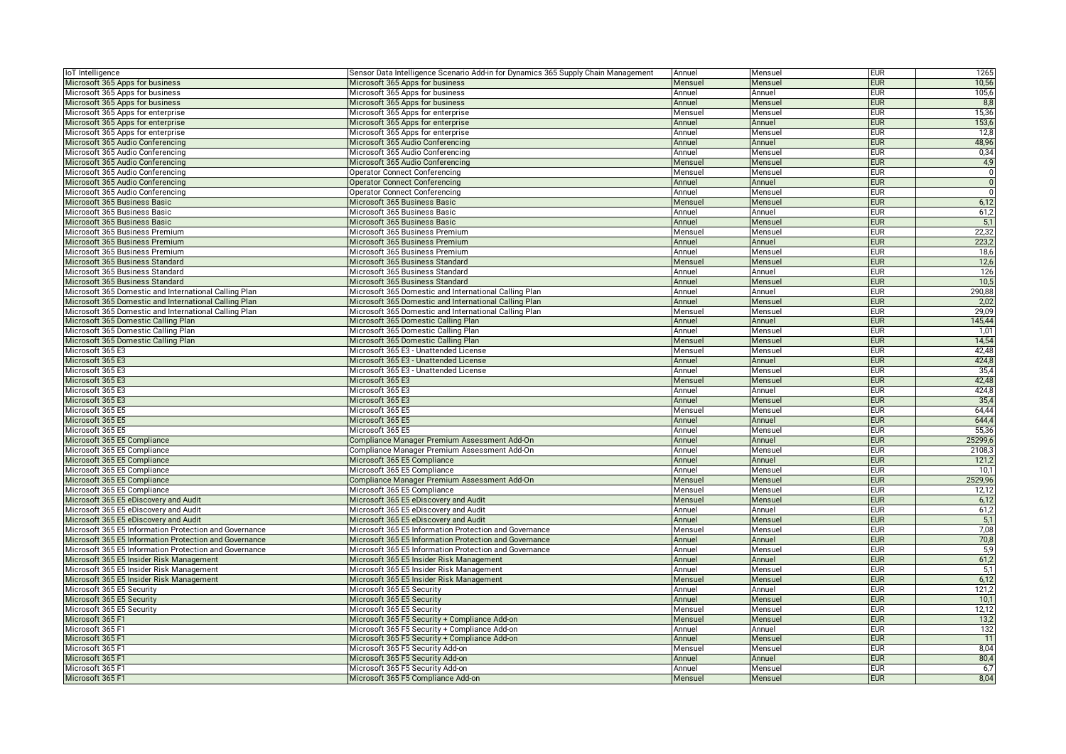| IoT Intelligence | Sensor Data Intelligence Scenario Add-in for Dynamics 365 Supply Chain Management | Annuel | Mensuel | EUR | 1265 |
|---|---|---|---|---|---|
| Microsoft 365 Apps for business | Microsoft 365 Apps for business | Mensuel | Mensuel | EUR | 10,56 |
| Microsoft 365 Apps for business | Microsoft 365 Apps for business | Annuel | Annuel | EUR | 105,6 |
| Microsoft 365 Apps for business | Microsoft 365 Apps for business | Annuel | Mensuel | EUR | 8,8 |
| Microsoft 365 Apps for enterprise | Microsoft 365 Apps for enterprise | Mensuel | Mensuel | EUR | 15,36 |
| Microsoft 365 Apps for enterprise | Microsoft 365 Apps for enterprise | Annuel | Annuel | EUR | 153,6 |
| Microsoft 365 Apps for enterprise | Microsoft 365 Apps for enterprise | Annuel | Mensuel | EUR | 12,8 |
| Microsoft 365 Audio Conferencing | Microsoft 365 Audio Conferencing | Annuel | Annuel | EUR | 48,96 |
| Microsoft 365 Audio Conferencing | Microsoft 365 Audio Conferencing | Annuel | Mensuel | EUR | 0,34 |
| Microsoft 365 Audio Conferencing | Microsoft 365 Audio Conferencing | Mensuel | Mensuel | EUR | 4,9 |
| Microsoft 365 Audio Conferencing | Operator Connect Conferencing | Mensuel | Mensuel | EUR | 0 |
| Microsoft 365 Audio Conferencing | Operator Connect Conferencing | Annuel | Annuel | EUR | 0 |
| Microsoft 365 Audio Conferencing | Operator Connect Conferencing | Annuel | Mensuel | EUR | 0 |
| Microsoft 365 Business Basic | Microsoft 365 Business Basic | Mensuel | Mensuel | EUR | 6,12 |
| Microsoft 365 Business Basic | Microsoft 365 Business Basic | Annuel | Annuel | EUR | 61,2 |
| Microsoft 365 Business Basic | Microsoft 365 Business Basic | Annuel | Mensuel | EUR | 5,1 |
| Microsoft 365 Business Premium | Microsoft 365 Business Premium | Mensuel | Mensuel | EUR | 22,32 |
| Microsoft 365 Business Premium | Microsoft 365 Business Premium | Annuel | Annuel | EUR | 223,2 |
| Microsoft 365 Business Premium | Microsoft 365 Business Premium | Annuel | Mensuel | EUR | 18,6 |
| Microsoft 365 Business Standard | Microsoft 365 Business Standard | Mensuel | Mensuel | EUR | 12,6 |
| Microsoft 365 Business Standard | Microsoft 365 Business Standard | Annuel | Annuel | EUR | 126 |
| Microsoft 365 Business Standard | Microsoft 365 Business Standard | Annuel | Mensuel | EUR | 10,5 |
| Microsoft 365 Domestic and International Calling Plan | Microsoft 365 Domestic and International Calling Plan | Annuel | Annuel | EUR | 290,88 |
| Microsoft 365 Domestic and International Calling Plan | Microsoft 365 Domestic and International Calling Plan | Annuel | Mensuel | EUR | 2,02 |
| Microsoft 365 Domestic and International Calling Plan | Microsoft 365 Domestic and International Calling Plan | Mensuel | Mensuel | EUR | 29,09 |
| Microsoft 365 Domestic Calling Plan | Microsoft 365 Domestic Calling Plan | Annuel | Annuel | EUR | 145,44 |
| Microsoft 365 Domestic Calling Plan | Microsoft 365 Domestic Calling Plan | Annuel | Mensuel | EUR | 1,01 |
| Microsoft 365 Domestic Calling Plan | Microsoft 365 Domestic Calling Plan | Mensuel | Mensuel | EUR | 14,54 |
| Microsoft 365 E3 | Microsoft 365 E3 - Unattended License | Mensuel | Mensuel | EUR | 42,48 |
| Microsoft 365 E3 | Microsoft 365 E3 - Unattended License | Annuel | Annuel | EUR | 424,8 |
| Microsoft 365 E3 | Microsoft 365 E3 - Unattended License | Annuel | Mensuel | EUR | 35,4 |
| Microsoft 365 E3 | Microsoft 365 E3 | Mensuel | Mensuel | EUR | 42,48 |
| Microsoft 365 E3 | Microsoft 365 E3 | Annuel | Annuel | EUR | 424,8 |
| Microsoft 365 E3 | Microsoft 365 E3 | Annuel | Mensuel | EUR | 35,4 |
| Microsoft 365 E5 | Microsoft 365 E5 | Mensuel | Mensuel | EUR | 64,44 |
| Microsoft 365 E5 | Microsoft 365 E5 | Annuel | Annuel | EUR | 644,4 |
| Microsoft 365 E5 | Microsoft 365 E5 | Annuel | Mensuel | EUR | 55,36 |
| Microsoft 365 E5 Compliance | Compliance Manager Premium Assessment Add-On | Annuel | Annuel | EUR | 25299,6 |
| Microsoft 365 E5 Compliance | Compliance Manager Premium Assessment Add-On | Annuel | Mensuel | EUR | 2108,3 |
| Microsoft 365 E5 Compliance | Microsoft 365 E5 Compliance | Annuel | Annuel | EUR | 121,2 |
| Microsoft 365 E5 Compliance | Microsoft 365 E5 Compliance | Annuel | Mensuel | EUR | 10,1 |
| Microsoft 365 E5 Compliance | Compliance Manager Premium Assessment Add-On | Mensuel | Mensuel | EUR | 2529,96 |
| Microsoft 365 E5 Compliance | Microsoft 365 E5 Compliance | Mensuel | Mensuel | EUR | 12,12 |
| Microsoft 365 E5 eDiscovery and Audit | Microsoft 365 E5 eDiscovery and Audit | Mensuel | Mensuel | EUR | 6,12 |
| Microsoft 365 E5 eDiscovery and Audit | Microsoft 365 E5 eDiscovery and Audit | Annuel | Annuel | EUR | 61,2 |
| Microsoft 365 E5 eDiscovery and Audit | Microsoft 365 E5 eDiscovery and Audit | Annuel | Mensuel | EUR | 5,1 |
| Microsoft 365 E5 Information Protection and Governance | Microsoft 365 E5 Information Protection and Governance | Mensuel | Mensuel | EUR | 7,08 |
| Microsoft 365 E5 Information Protection and Governance | Microsoft 365 E5 Information Protection and Governance | Annuel | Annuel | EUR | 70,8 |
| Microsoft 365 E5 Information Protection and Governance | Microsoft 365 E5 Information Protection and Governance | Annuel | Mensuel | EUR | 5,9 |
| Microsoft 365 E5 Insider Risk Management | Microsoft 365 E5 Insider Risk Management | Annuel | Annuel | EUR | 61,2 |
| Microsoft 365 E5 Insider Risk Management | Microsoft 365 E5 Insider Risk Management | Annuel | Mensuel | EUR | 5,1 |
| Microsoft 365 E5 Insider Risk Management | Microsoft 365 E5 Insider Risk Management | Mensuel | Mensuel | EUR | 6,12 |
| Microsoft 365 E5 Security | Microsoft 365 E5 Security | Annuel | Annuel | EUR | 121,2 |
| Microsoft 365 E5 Security | Microsoft 365 E5 Security | Annuel | Mensuel | EUR | 10,1 |
| Microsoft 365 E5 Security | Microsoft 365 E5 Security | Mensuel | Mensuel | EUR | 12,12 |
| Microsoft 365 F1 | Microsoft 365 F5 Security + Compliance Add-on | Mensuel | Mensuel | EUR | 13,2 |
| Microsoft 365 F1 | Microsoft 365 F5 Security + Compliance Add-on | Annuel | Annuel | EUR | 132 |
| Microsoft 365 F1 | Microsoft 365 F5 Security + Compliance Add-on | Annuel | Mensuel | EUR | 11 |
| Microsoft 365 F1 | Microsoft 365 F5 Security Add-on | Mensuel | Mensuel | EUR | 8,04 |
| Microsoft 365 F1 | Microsoft 365 F5 Security Add-on | Annuel | Annuel | EUR | 80,4 |
| Microsoft 365 F1 | Microsoft 365 F5 Security Add-on | Annuel | Mensuel | EUR | 6,7 |
| Microsoft 365 F1 | Microsoft 365 F5 Compliance Add-on | Mensuel | Mensuel | EUR | 8,04 |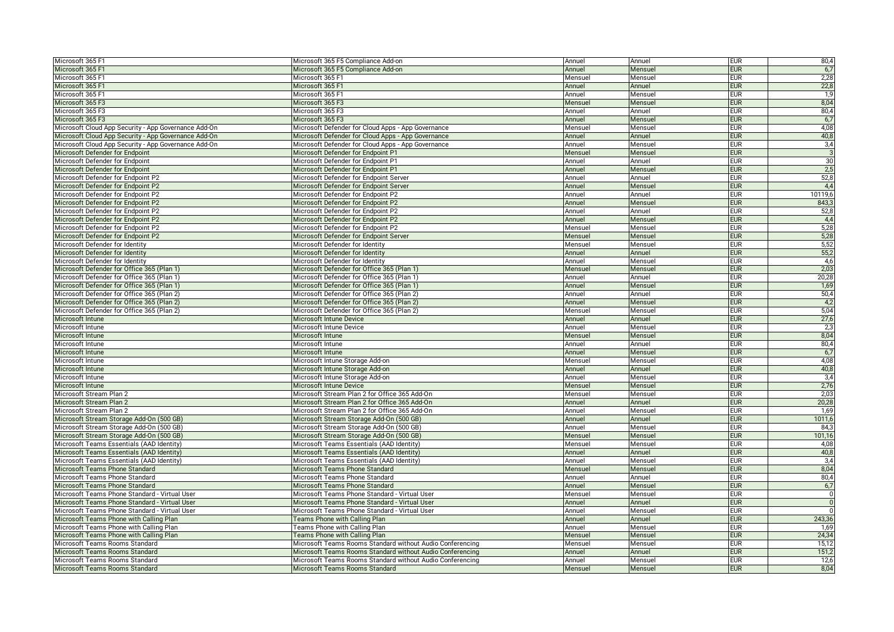| | | | | | |
|---|---|---|---|---|---|
| Microsoft 365 F1 | Microsoft 365 F5 Compliance Add-on | Annuel | Annuel | EUR | 80,4 |
| Microsoft 365 F1 | Microsoft 365 F5 Compliance Add-on | Annuel | Mensuel | EUR | 6,7 |
| Microsoft 365 F1 | Microsoft 365 F1 | Mensuel | Mensuel | EUR | 2,28 |
| Microsoft 365 F1 | Microsoft 365 F1 | Annuel | Annuel | EUR | 22,8 |
| Microsoft 365 F1 | Microsoft 365 F1 | Annuel | Mensuel | EUR | 1,9 |
| Microsoft 365 F3 | Microsoft 365 F3 | Mensuel | Mensuel | EUR | 8,04 |
| Microsoft 365 F3 | Microsoft 365 F3 | Annuel | Annuel | EUR | 80,4 |
| Microsoft 365 F3 | Microsoft 365 F3 | Annuel | Mensuel | EUR | 6,7 |
| Microsoft Cloud App Security - App Governance Add-On | Microsoft Defender for Cloud Apps - App Governance | Mensuel | Mensuel | EUR | 4,08 |
| Microsoft Cloud App Security - App Governance Add-On | Microsoft Defender for Cloud Apps - App Governance | Annuel | Annuel | EUR | 40,8 |
| Microsoft Cloud App Security - App Governance Add-On | Microsoft Defender for Cloud Apps - App Governance | Annuel | Mensuel | EUR | 3,4 |
| Microsoft Defender for Endpoint | Microsoft Defender for Endpoint P1 | Mensuel | Mensuel | EUR | 3 |
| Microsoft Defender for Endpoint | Microsoft Defender for Endpoint P1 | Annuel | Annuel | EUR | 30 |
| Microsoft Defender for Endpoint | Microsoft Defender for Endpoint P1 | Annuel | Mensuel | EUR | 2,5 |
| Microsoft Defender for Endpoint P2 | Microsoft Defender for Endpoint Server | Annuel | Annuel | EUR | 52,8 |
| Microsoft Defender for Endpoint P2 | Microsoft Defender for Endpoint Server | Annuel | Mensuel | EUR | 4,4 |
| Microsoft Defender for Endpoint P2 | Microsoft Defender for Endpoint P2 | Annuel | Annuel | EUR | 10119,6 |
| Microsoft Defender for Endpoint P2 | Microsoft Defender for Endpoint P2 | Annuel | Mensuel | EUR | 843,3 |
| Microsoft Defender for Endpoint P2 | Microsoft Defender for Endpoint P2 | Annuel | Annuel | EUR | 52,8 |
| Microsoft Defender for Endpoint P2 | Microsoft Defender for Endpoint P2 | Annuel | Mensuel | EUR | 4,4 |
| Microsoft Defender for Endpoint P2 | Microsoft Defender for Endpoint P2 | Mensuel | Mensuel | EUR | 5,28 |
| Microsoft Defender for Endpoint P2 | Microsoft Defender for Endpoint Server | Mensuel | Mensuel | EUR | 5,28 |
| Microsoft Defender for Identity | Microsoft Defender for Identity | Mensuel | Mensuel | EUR | 5,52 |
| Microsoft Defender for Identity | Microsoft Defender for Identity | Annuel | Annuel | EUR | 55,2 |
| Microsoft Defender for Identity | Microsoft Defender for Identity | Annuel | Mensuel | EUR | 4,6 |
| Microsoft Defender for Office 365 (Plan 1) | Microsoft Defender for Office 365 (Plan 1) | Mensuel | Mensuel | EUR | 2,03 |
| Microsoft Defender for Office 365 (Plan 1) | Microsoft Defender for Office 365 (Plan 1) | Annuel | Annuel | EUR | 20,28 |
| Microsoft Defender for Office 365 (Plan 1) | Microsoft Defender for Office 365 (Plan 1) | Annuel | Mensuel | EUR | 1,69 |
| Microsoft Defender for Office 365 (Plan 2) | Microsoft Defender for Office 365 (Plan 2) | Annuel | Annuel | EUR | 50,4 |
| Microsoft Defender for Office 365 (Plan 2) | Microsoft Defender for Office 365 (Plan 2) | Annuel | Mensuel | EUR | 4,2 |
| Microsoft Defender for Office 365 (Plan 2) | Microsoft Defender for Office 365 (Plan 2) | Mensuel | Mensuel | EUR | 5,04 |
| Microsoft Intune | Microsoft Intune Device | Annuel | Annuel | EUR | 27,6 |
| Microsoft Intune | Microsoft Intune Device | Annuel | Mensuel | EUR | 2,3 |
| Microsoft Intune | Microsoft Intune | Mensuel | Mensuel | EUR | 8,04 |
| Microsoft Intune | Microsoft Intune | Annuel | Annuel | EUR | 80,4 |
| Microsoft Intune | Microsoft Intune | Annuel | Mensuel | EUR | 6,7 |
| Microsoft Intune | Microsoft Intune Storage Add-on | Mensuel | Mensuel | EUR | 4,08 |
| Microsoft Intune | Microsoft Intune Storage Add-on | Annuel | Annuel | EUR | 40,8 |
| Microsoft Intune | Microsoft Intune Storage Add-on | Annuel | Mensuel | EUR | 3,4 |
| Microsoft Intune | Microsoft Intune Device | Mensuel | Mensuel | EUR | 2,76 |
| Microsoft Stream Plan 2 | Microsoft Stream Plan 2 for Office 365 Add-On | Mensuel | Mensuel | EUR | 2,03 |
| Microsoft Stream Plan 2 | Microsoft Stream Plan 2 for Office 365 Add-On | Annuel | Annuel | EUR | 20,28 |
| Microsoft Stream Plan 2 | Microsoft Stream Plan 2 for Office 365 Add-On | Annuel | Mensuel | EUR | 1,69 |
| Microsoft Stream Storage Add-On (500 GB) | Microsoft Stream Storage Add-On (500 GB) | Annuel | Annuel | EUR | 1011,6 |
| Microsoft Stream Storage Add-On (500 GB) | Microsoft Stream Storage Add-On (500 GB) | Annuel | Mensuel | EUR | 84,3 |
| Microsoft Stream Storage Add-On (500 GB) | Microsoft Stream Storage Add-On (500 GB) | Mensuel | Mensuel | EUR | 101,16 |
| Microsoft Teams Essentials (AAD Identity) | Microsoft Teams Essentials (AAD Identity) | Mensuel | Mensuel | EUR | 4,08 |
| Microsoft Teams Essentials (AAD Identity) | Microsoft Teams Essentials (AAD Identity) | Annuel | Annuel | EUR | 40,8 |
| Microsoft Teams Essentials (AAD Identity) | Microsoft Teams Essentials (AAD Identity) | Annuel | Mensuel | EUR | 3,4 |
| Microsoft Teams Phone Standard | Microsoft Teams Phone Standard | Mensuel | Mensuel | EUR | 8,04 |
| Microsoft Teams Phone Standard | Microsoft Teams Phone Standard | Annuel | Annuel | EUR | 80,4 |
| Microsoft Teams Phone Standard | Microsoft Teams Phone Standard | Annuel | Mensuel | EUR | 6,7 |
| Microsoft Teams Phone Standard - Virtual User | Microsoft Teams Phone Standard - Virtual User | Mensuel | Mensuel | EUR | 0 |
| Microsoft Teams Phone Standard - Virtual User | Microsoft Teams Phone Standard - Virtual User | Annuel | Annuel | EUR | 0 |
| Microsoft Teams Phone Standard - Virtual User | Microsoft Teams Phone Standard - Virtual User | Annuel | Mensuel | EUR | 0 |
| Microsoft Teams Phone with Calling Plan | Teams Phone with Calling Plan | Annuel | Annuel | EUR | 243,36 |
| Microsoft Teams Phone with Calling Plan | Teams Phone with Calling Plan | Annuel | Mensuel | EUR | 1,69 |
| Microsoft Teams Phone with Calling Plan | Teams Phone with Calling Plan | Mensuel | Mensuel | EUR | 24,34 |
| Microsoft Teams Rooms Standard | Microsoft Teams Rooms Standard without Audio Conferencing | Mensuel | Mensuel | EUR | 15,12 |
| Microsoft Teams Rooms Standard | Microsoft Teams Rooms Standard without Audio Conferencing | Annuel | Annuel | EUR | 151,2 |
| Microsoft Teams Rooms Standard | Microsoft Teams Rooms Standard without Audio Conferencing | Annuel | Mensuel | EUR | 12,6 |
| Microsoft Teams Rooms Standard | Microsoft Teams Rooms Standard | Mensuel | Mensuel | EUR | 8,04 |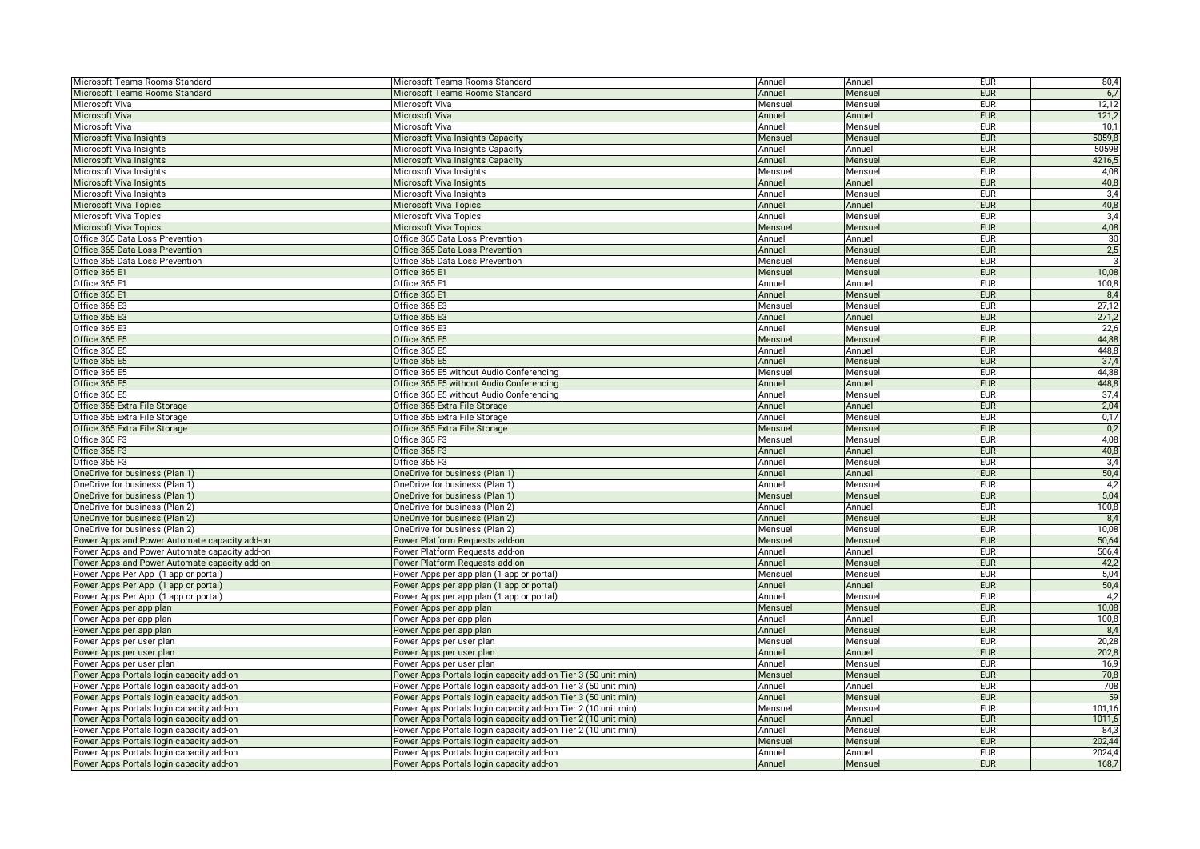| | | | | | |
|---|---|---|---|---|---|
| Microsoft Teams Rooms Standard | Microsoft Teams Rooms Standard | Annuel | Annuel | EUR | 80,4 |
| Microsoft Teams Rooms Standard | Microsoft Teams Rooms Standard | Annuel | Mensuel | EUR | 6,7 |
| Microsoft Viva | Microsoft Viva | Mensuel | Mensuel | EUR | 12,12 |
| Microsoft Viva | Microsoft Viva | Annuel | Annuel | EUR | 121,2 |
| Microsoft Viva | Microsoft Viva | Annuel | Mensuel | EUR | 10,1 |
| Microsoft Viva Insights | Microsoft Viva Insights Capacity | Mensuel | Mensuel | EUR | 5059,8 |
| Microsoft Viva Insights | Microsoft Viva Insights Capacity | Annuel | Annuel | EUR | 50598 |
| Microsoft Viva Insights | Microsoft Viva Insights Capacity | Annuel | Mensuel | EUR | 4216,5 |
| Microsoft Viva Insights | Microsoft Viva Insights | Mensuel | Mensuel | EUR | 4,08 |
| Microsoft Viva Insights | Microsoft Viva Insights | Annuel | Annuel | EUR | 40,8 |
| Microsoft Viva Insights | Microsoft Viva Insights | Annuel | Mensuel | EUR | 3,4 |
| Microsoft Viva Topics | Microsoft Viva Topics | Annuel | Annuel | EUR | 40,8 |
| Microsoft Viva Topics | Microsoft Viva Topics | Annuel | Mensuel | EUR | 3,4 |
| Microsoft Viva Topics | Microsoft Viva Topics | Mensuel | Mensuel | EUR | 4,08 |
| Office 365 Data Loss Prevention | Office 365 Data Loss Prevention | Annuel | Annuel | EUR | 30 |
| Office 365 Data Loss Prevention | Office 365 Data Loss Prevention | Annuel | Mensuel | EUR | 2,5 |
| Office 365 Data Loss Prevention | Office 365 Data Loss Prevention | Mensuel | Mensuel | EUR | 3 |
| Office 365 E1 | Office 365 E1 | Mensuel | Mensuel | EUR | 10,08 |
| Office 365 E1 | Office 365 E1 | Annuel | Annuel | EUR | 100,8 |
| Office 365 E1 | Office 365 E1 | Annuel | Mensuel | EUR | 8,4 |
| Office 365 E3 | Office 365 E3 | Mensuel | Mensuel | EUR | 27,12 |
| Office 365 E3 | Office 365 E3 | Annuel | Annuel | EUR | 271,2 |
| Office 365 E3 | Office 365 E3 | Annuel | Mensuel | EUR | 22,6 |
| Office 365 E5 | Office 365 E5 | Mensuel | Mensuel | EUR | 44,88 |
| Office 365 E5 | Office 365 E5 | Annuel | Annuel | EUR | 448,8 |
| Office 365 E5 | Office 365 E5 | Annuel | Mensuel | EUR | 37,4 |
| Office 365 E5 | Office 365 E5 without Audio Conferencing | Mensuel | Mensuel | EUR | 44,88 |
| Office 365 E5 | Office 365 E5 without Audio Conferencing | Annuel | Annuel | EUR | 448,8 |
| Office 365 E5 | Office 365 E5 without Audio Conferencing | Annuel | Mensuel | EUR | 37,4 |
| Office 365 Extra File Storage | Office 365 Extra File Storage | Annuel | Annuel | EUR | 2,04 |
| Office 365 Extra File Storage | Office 365 Extra File Storage | Annuel | Mensuel | EUR | 0,17 |
| Office 365 Extra File Storage | Office 365 Extra File Storage | Mensuel | Mensuel | EUR | 0,2 |
| Office 365 F3 | Office 365 F3 | Mensuel | Mensuel | EUR | 4,08 |
| Office 365 F3 | Office 365 F3 | Annuel | Annuel | EUR | 40,8 |
| Office 365 F3 | Office 365 F3 | Annuel | Mensuel | EUR | 3,4 |
| OneDrive for business (Plan 1) | OneDrive for business (Plan 1) | Annuel | Annuel | EUR | 50,4 |
| OneDrive for business (Plan 1) | OneDrive for business (Plan 1) | Annuel | Mensuel | EUR | 4,2 |
| OneDrive for business (Plan 1) | OneDrive for business (Plan 1) | Mensuel | Mensuel | EUR | 5,04 |
| OneDrive for business (Plan 2) | OneDrive for business (Plan 2) | Annuel | Annuel | EUR | 100,8 |
| OneDrive for business (Plan 2) | OneDrive for business (Plan 2) | Annuel | Mensuel | EUR | 8,4 |
| OneDrive for business (Plan 2) | OneDrive for business (Plan 2) | Mensuel | Mensuel | EUR | 10,08 |
| Power Apps and Power Automate capacity add-on | Power Platform Requests add-on | Mensuel | Mensuel | EUR | 50,64 |
| Power Apps and Power Automate capacity add-on | Power Platform Requests add-on | Annuel | Annuel | EUR | 506,4 |
| Power Apps and Power Automate capacity add-on | Power Platform Requests add-on | Annuel | Mensuel | EUR | 42,2 |
| Power Apps Per App (1 app or portal) | Power Apps per app plan (1 app or portal) | Mensuel | Mensuel | EUR | 5,04 |
| Power Apps Per App (1 app or portal) | Power Apps per app plan (1 app or portal) | Annuel | Annuel | EUR | 50,4 |
| Power Apps Per App (1 app or portal) | Power Apps per app plan (1 app or portal) | Annuel | Mensuel | EUR | 4,2 |
| Power Apps per app plan | Power Apps per app plan | Mensuel | Mensuel | EUR | 10,08 |
| Power Apps per app plan | Power Apps per app plan | Annuel | Annuel | EUR | 100,8 |
| Power Apps per app plan | Power Apps per app plan | Annuel | Mensuel | EUR | 8,4 |
| Power Apps per user plan | Power Apps per user plan | Mensuel | Mensuel | EUR | 20,28 |
| Power Apps per user plan | Power Apps per user plan | Annuel | Annuel | EUR | 202,8 |
| Power Apps per user plan | Power Apps per user plan | Annuel | Mensuel | EUR | 16,9 |
| Power Apps Portals login capacity add-on | Power Apps Portals login capacity add-on Tier 3 (50 unit min) | Mensuel | Mensuel | EUR | 70,8 |
| Power Apps Portals login capacity add-on | Power Apps Portals login capacity add-on Tier 3 (50 unit min) | Annuel | Annuel | EUR | 708 |
| Power Apps Portals login capacity add-on | Power Apps Portals login capacity add-on Tier 3 (50 unit min) | Annuel | Mensuel | EUR | 59 |
| Power Apps Portals login capacity add-on | Power Apps Portals login capacity add-on Tier 2 (10 unit min) | Mensuel | Mensuel | EUR | 101,16 |
| Power Apps Portals login capacity add-on | Power Apps Portals login capacity add-on Tier 2 (10 unit min) | Annuel | Annuel | EUR | 1011,6 |
| Power Apps Portals login capacity add-on | Power Apps Portals login capacity add-on Tier 2 (10 unit min) | Annuel | Mensuel | EUR | 84,3 |
| Power Apps Portals login capacity add-on | Power Apps Portals login capacity add-on | Mensuel | Mensuel | EUR | 202,44 |
| Power Apps Portals login capacity add-on | Power Apps Portals login capacity add-on | Annuel | Annuel | EUR | 2024,4 |
| Power Apps Portals login capacity add-on | Power Apps Portals login capacity add-on | Annuel | Mensuel | EUR | 168,7 |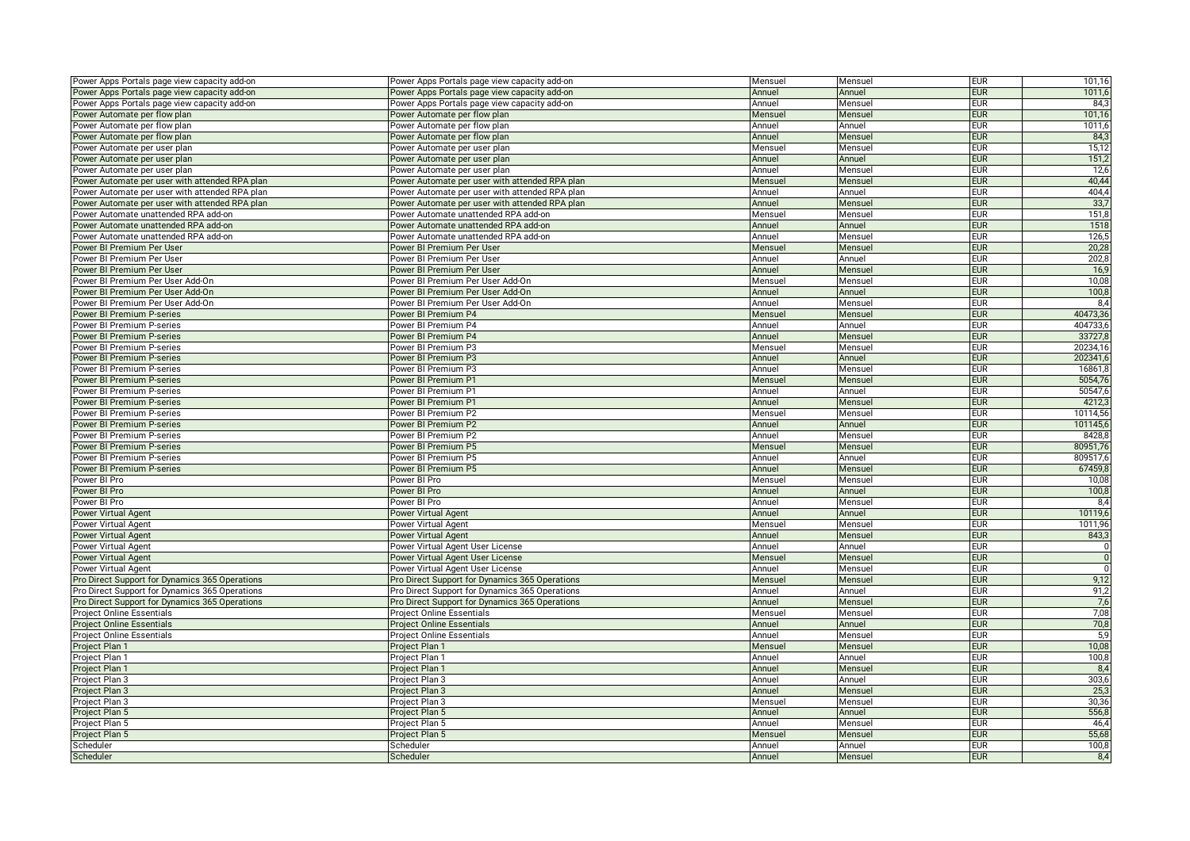| | | | | | |
|---|---|---|---|---|---|
| Power Apps Portals page view capacity add-on | Power Apps Portals page view capacity add-on | Mensuel | Mensuel | EUR | 101,16 |
| Power Apps Portals page view capacity add-on | Power Apps Portals page view capacity add-on | Annuel | Annuel | EUR | 1011,6 |
| Power Apps Portals page view capacity add-on | Power Apps Portals page view capacity add-on | Annuel | Mensuel | EUR | 84,3 |
| Power Automate per flow plan | Power Automate per flow plan | Mensuel | Mensuel | EUR | 101,16 |
| Power Automate per flow plan | Power Automate per flow plan | Annuel | Annuel | EUR | 1011,6 |
| Power Automate per flow plan | Power Automate per flow plan | Annuel | Mensuel | EUR | 84,3 |
| Power Automate per user plan | Power Automate per user plan | Mensuel | Mensuel | EUR | 15,12 |
| Power Automate per user plan | Power Automate per user plan | Annuel | Annuel | EUR | 151,2 |
| Power Automate per user plan | Power Automate per user plan | Annuel | Mensuel | EUR | 12,6 |
| Power Automate per user with attended RPA plan | Power Automate per user with attended RPA plan | Mensuel | Mensuel | EUR | 40,44 |
| Power Automate per user with attended RPA plan | Power Automate per user with attended RPA plan | Annuel | Annuel | EUR | 404,4 |
| Power Automate per user with attended RPA plan | Power Automate per user with attended RPA plan | Annuel | Mensuel | EUR | 33,7 |
| Power Automate unattended RPA add-on | Power Automate unattended RPA add-on | Mensuel | Mensuel | EUR | 151,8 |
| Power Automate unattended RPA add-on | Power Automate unattended RPA add-on | Annuel | Annuel | EUR | 1518 |
| Power Automate unattended RPA add-on | Power Automate unattended RPA add-on | Annuel | Mensuel | EUR | 126,5 |
| Power BI Premium Per User | Power BI Premium Per User | Mensuel | Mensuel | EUR | 20,28 |
| Power BI Premium Per User | Power BI Premium Per User | Annuel | Annuel | EUR | 202,8 |
| Power BI Premium Per User | Power BI Premium Per User | Annuel | Mensuel | EUR | 16,9 |
| Power BI Premium Per User Add-On | Power BI Premium Per User Add-On | Mensuel | Mensuel | EUR | 10,08 |
| Power BI Premium Per User Add-On | Power BI Premium Per User Add-On | Annuel | Annuel | EUR | 100,8 |
| Power BI Premium Per User Add-On | Power BI Premium Per User Add-On | Annuel | Mensuel | EUR | 8,4 |
| Power BI Premium P-series | Power BI Premium P4 | Mensuel | Mensuel | EUR | 40473,36 |
| Power BI Premium P-series | Power BI Premium P4 | Annuel | Annuel | EUR | 404733,6 |
| Power BI Premium P-series | Power BI Premium P4 | Annuel | Mensuel | EUR | 33727,8 |
| Power BI Premium P-series | Power BI Premium P3 | Mensuel | Mensuel | EUR | 20234,16 |
| Power BI Premium P-series | Power BI Premium P3 | Annuel | Annuel | EUR | 202341,6 |
| Power BI Premium P-series | Power BI Premium P3 | Annuel | Mensuel | EUR | 16861,8 |
| Power BI Premium P-series | Power BI Premium P1 | Mensuel | Mensuel | EUR | 5054,76 |
| Power BI Premium P-series | Power BI Premium P1 | Annuel | Annuel | EUR | 50547,6 |
| Power BI Premium P-series | Power BI Premium P1 | Annuel | Mensuel | EUR | 4212,3 |
| Power BI Premium P-series | Power BI Premium P2 | Mensuel | Mensuel | EUR | 10114,56 |
| Power BI Premium P-series | Power BI Premium P2 | Annuel | Annuel | EUR | 101145,6 |
| Power BI Premium P-series | Power BI Premium P2 | Annuel | Mensuel | EUR | 8428,8 |
| Power BI Premium P-series | Power BI Premium P5 | Mensuel | Mensuel | EUR | 80951,76 |
| Power BI Premium P-series | Power BI Premium P5 | Annuel | Annuel | EUR | 809517,6 |
| Power BI Premium P-series | Power BI Premium P5 | Annuel | Mensuel | EUR | 67459,8 |
| Power BI Pro | Power BI Pro | Mensuel | Mensuel | EUR | 10,08 |
| Power BI Pro | Power BI Pro | Annuel | Annuel | EUR | 100,8 |
| Power BI Pro | Power BI Pro | Annuel | Mensuel | EUR | 8,4 |
| Power Virtual Agent | Power Virtual Agent | Annuel | Annuel | EUR | 10119,6 |
| Power Virtual Agent | Power Virtual Agent | Mensuel | Mensuel | EUR | 1011,96 |
| Power Virtual Agent | Power Virtual Agent | Annuel | Mensuel | EUR | 843,3 |
| Power Virtual Agent | Power Virtual Agent User License | Annuel | Annuel | EUR | 0 |
| Power Virtual Agent | Power Virtual Agent User License | Mensuel | Mensuel | EUR | 0 |
| Power Virtual Agent | Power Virtual Agent User License | Annuel | Mensuel | EUR | 0 |
| Pro Direct Support for Dynamics 365 Operations | Pro Direct Support for Dynamics 365 Operations | Mensuel | Mensuel | EUR | 9,12 |
| Pro Direct Support for Dynamics 365 Operations | Pro Direct Support for Dynamics 365 Operations | Annuel | Annuel | EUR | 91,2 |
| Pro Direct Support for Dynamics 365 Operations | Pro Direct Support for Dynamics 365 Operations | Annuel | Mensuel | EUR | 7,6 |
| Project Online Essentials | Project Online Essentials | Mensuel | Mensuel | EUR | 7,08 |
| Project Online Essentials | Project Online Essentials | Annuel | Annuel | EUR | 70,8 |
| Project Online Essentials | Project Online Essentials | Annuel | Mensuel | EUR | 5,9 |
| Project Plan 1 | Project Plan 1 | Mensuel | Mensuel | EUR | 10,08 |
| Project Plan 1 | Project Plan 1 | Annuel | Annuel | EUR | 100,8 |
| Project Plan 1 | Project Plan 1 | Annuel | Mensuel | EUR | 8,4 |
| Project Plan 3 | Project Plan 3 | Annuel | Annuel | EUR | 303,6 |
| Project Plan 3 | Project Plan 3 | Annuel | Mensuel | EUR | 25,3 |
| Project Plan 3 | Project Plan 3 | Mensuel | Mensuel | EUR | 30,36 |
| Project Plan 5 | Project Plan 5 | Annuel | Annuel | EUR | 556,8 |
| Project Plan 5 | Project Plan 5 | Annuel | Mensuel | EUR | 46,4 |
| Project Plan 5 | Project Plan 5 | Mensuel | Mensuel | EUR | 55,68 |
| Scheduler | Scheduler | Annuel | Annuel | EUR | 100,8 |
| Scheduler | Scheduler | Annuel | Mensuel | EUR | 8,4 |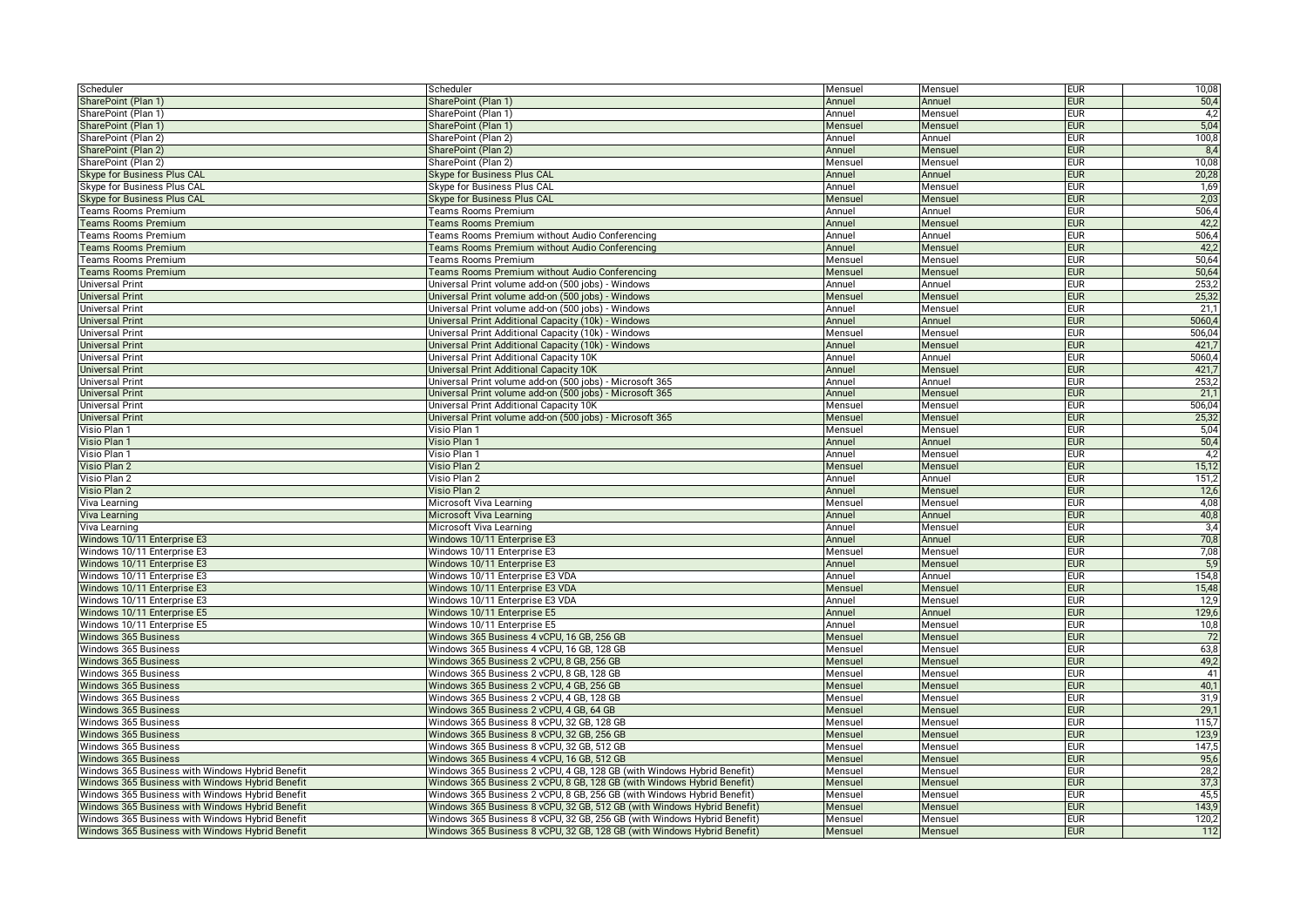| | | | | | |
|---|---|---|---|---|---|
| Scheduler | Scheduler | Mensuel | Mensuel | EUR | 10,08 |
| SharePoint (Plan 1) | SharePoint (Plan 1) | Annuel | Annuel | EUR | 50,4 |
| SharePoint (Plan 1) | SharePoint (Plan 1) | Annuel | Mensuel | EUR | 4,2 |
| SharePoint (Plan 1) | SharePoint (Plan 1) | Mensuel | Mensuel | EUR | 5,04 |
| SharePoint (Plan 2) | SharePoint (Plan 2) | Annuel | Annuel | EUR | 100,8 |
| SharePoint (Plan 2) | SharePoint (Plan 2) | Annuel | Mensuel | EUR | 8,4 |
| SharePoint (Plan 2) | SharePoint (Plan 2) | Mensuel | Mensuel | EUR | 10,08 |
| Skype for Business Plus CAL | Skype for Business Plus CAL | Annuel | Annuel | EUR | 20,28 |
| Skype for Business Plus CAL | Skype for Business Plus CAL | Annuel | Mensuel | EUR | 1,69 |
| Skype for Business Plus CAL | Skype for Business Plus CAL | Mensuel | Mensuel | EUR | 2,03 |
| Teams Rooms Premium | Teams Rooms Premium | Annuel | Annuel | EUR | 506,4 |
| Teams Rooms Premium | Teams Rooms Premium | Annuel | Mensuel | EUR | 42,2 |
| Teams Rooms Premium | Teams Rooms Premium without Audio Conferencing | Annuel | Annuel | EUR | 506,4 |
| Teams Rooms Premium | Teams Rooms Premium without Audio Conferencing | Annuel | Mensuel | EUR | 42,2 |
| Teams Rooms Premium | Teams Rooms Premium | Mensuel | Mensuel | EUR | 50,64 |
| Teams Rooms Premium | Teams Rooms Premium without Audio Conferencing | Mensuel | Mensuel | EUR | 50,64 |
| Universal Print | Universal Print volume add-on (500 jobs) - Windows | Annuel | Annuel | EUR | 253,2 |
| Universal Print | Universal Print volume add-on (500 jobs) - Windows | Mensuel | Mensuel | EUR | 25,32 |
| Universal Print | Universal Print volume add-on (500 jobs) - Windows | Annuel | Mensuel | EUR | 21,1 |
| Universal Print | Universal Print Additional Capacity (10k) - Windows | Annuel | Annuel | EUR | 5060,4 |
| Universal Print | Universal Print Additional Capacity (10k) - Windows | Mensuel | Mensuel | EUR | 506,04 |
| Universal Print | Universal Print Additional Capacity (10k) - Windows | Annuel | Mensuel | EUR | 421,7 |
| Universal Print | Universal Print Additional Capacity 10K | Annuel | Annuel | EUR | 5060,4 |
| Universal Print | Universal Print Additional Capacity 10K | Annuel | Mensuel | EUR | 421,7 |
| Universal Print | Universal Print volume add-on (500 jobs) - Microsoft 365 | Annuel | Annuel | EUR | 253,2 |
| Universal Print | Universal Print volume add-on (500 jobs) - Microsoft 365 | Annuel | Mensuel | EUR | 21,1 |
| Universal Print | Universal Print Additional Capacity 10K | Mensuel | Mensuel | EUR | 506,04 |
| Universal Print | Universal Print volume add-on (500 jobs) - Microsoft 365 | Mensuel | Mensuel | EUR | 25,32 |
| Visio Plan 1 | Visio Plan 1 | Mensuel | Mensuel | EUR | 5,04 |
| Visio Plan 1 | Visio Plan 1 | Annuel | Annuel | EUR | 50,4 |
| Visio Plan 1 | Visio Plan 1 | Annuel | Mensuel | EUR | 4,2 |
| Visio Plan 2 | Visio Plan 2 | Mensuel | Mensuel | EUR | 15,12 |
| Visio Plan 2 | Visio Plan 2 | Annuel | Annuel | EUR | 151,2 |
| Visio Plan 2 | Visio Plan 2 | Annuel | Mensuel | EUR | 12,6 |
| Viva Learning | Microsoft Viva Learning | Mensuel | Mensuel | EUR | 4,08 |
| Viva Learning | Microsoft Viva Learning | Annuel | Annuel | EUR | 40,8 |
| Viva Learning | Microsoft Viva Learning | Annuel | Mensuel | EUR | 3,4 |
| Windows 10/11 Enterprise E3 | Windows 10/11 Enterprise E3 | Annuel | Annuel | EUR | 70,8 |
| Windows 10/11 Enterprise E3 | Windows 10/11 Enterprise E3 | Mensuel | Mensuel | EUR | 7,08 |
| Windows 10/11 Enterprise E3 | Windows 10/11 Enterprise E3 | Annuel | Mensuel | EUR | 5,9 |
| Windows 10/11 Enterprise E3 | Windows 10/11 Enterprise E3 VDA | Annuel | Annuel | EUR | 154,8 |
| Windows 10/11 Enterprise E3 | Windows 10/11 Enterprise E3 VDA | Mensuel | Mensuel | EUR | 15,48 |
| Windows 10/11 Enterprise E3 | Windows 10/11 Enterprise E3 VDA | Annuel | Mensuel | EUR | 12,9 |
| Windows 10/11 Enterprise E5 | Windows 10/11 Enterprise E5 | Annuel | Annuel | EUR | 129,6 |
| Windows 10/11 Enterprise E5 | Windows 10/11 Enterprise E5 | Annuel | Mensuel | EUR | 10,8 |
| Windows 365 Business | Windows 365 Business 4 vCPU, 16 GB, 256 GB | Mensuel | Mensuel | EUR | 72 |
| Windows 365 Business | Windows 365 Business 4 vCPU, 16 GB, 128 GB | Mensuel | Mensuel | EUR | 63,8 |
| Windows 365 Business | Windows 365 Business 2 vCPU, 8 GB, 256 GB | Mensuel | Mensuel | EUR | 49,2 |
| Windows 365 Business | Windows 365 Business 2 vCPU, 8 GB, 128 GB | Mensuel | Mensuel | EUR | 41 |
| Windows 365 Business | Windows 365 Business 2 vCPU, 4 GB, 256 GB | Mensuel | Mensuel | EUR | 40,1 |
| Windows 365 Business | Windows 365 Business 2 vCPU, 4 GB, 128 GB | Mensuel | Mensuel | EUR | 31,9 |
| Windows 365 Business | Windows 365 Business 2 vCPU, 4 GB, 64 GB | Mensuel | Mensuel | EUR | 29,1 |
| Windows 365 Business | Windows 365 Business 8 vCPU, 32 GB, 128 GB | Mensuel | Mensuel | EUR | 115,7 |
| Windows 365 Business | Windows 365 Business 8 vCPU, 32 GB, 256 GB | Mensuel | Mensuel | EUR | 123,9 |
| Windows 365 Business | Windows 365 Business 8 vCPU, 32 GB, 512 GB | Mensuel | Mensuel | EUR | 147,5 |
| Windows 365 Business | Windows 365 Business 4 vCPU, 16 GB, 512 GB | Mensuel | Mensuel | EUR | 95,6 |
| Windows 365 Business with Windows Hybrid Benefit | Windows 365 Business 2 vCPU, 4 GB, 128 GB (with Windows Hybrid Benefit) | Mensuel | Mensuel | EUR | 28,2 |
| Windows 365 Business with Windows Hybrid Benefit | Windows 365 Business 2 vCPU, 8 GB, 128 GB (with Windows Hybrid Benefit) | Mensuel | Mensuel | EUR | 37,3 |
| Windows 365 Business with Windows Hybrid Benefit | Windows 365 Business 2 vCPU, 8 GB, 256 GB (with Windows Hybrid Benefit) | Mensuel | Mensuel | EUR | 45,5 |
| Windows 365 Business with Windows Hybrid Benefit | Windows 365 Business 8 vCPU, 32 GB, 512 GB (with Windows Hybrid Benefit) | Mensuel | Mensuel | EUR | 143,9 |
| Windows 365 Business with Windows Hybrid Benefit | Windows 365 Business 8 vCPU, 32 GB, 256 GB (with Windows Hybrid Benefit) | Mensuel | Mensuel | EUR | 120,2 |
| Windows 365 Business with Windows Hybrid Benefit | Windows 365 Business 8 vCPU, 32 GB, 128 GB (with Windows Hybrid Benefit) | Mensuel | Mensuel | EUR | 112 |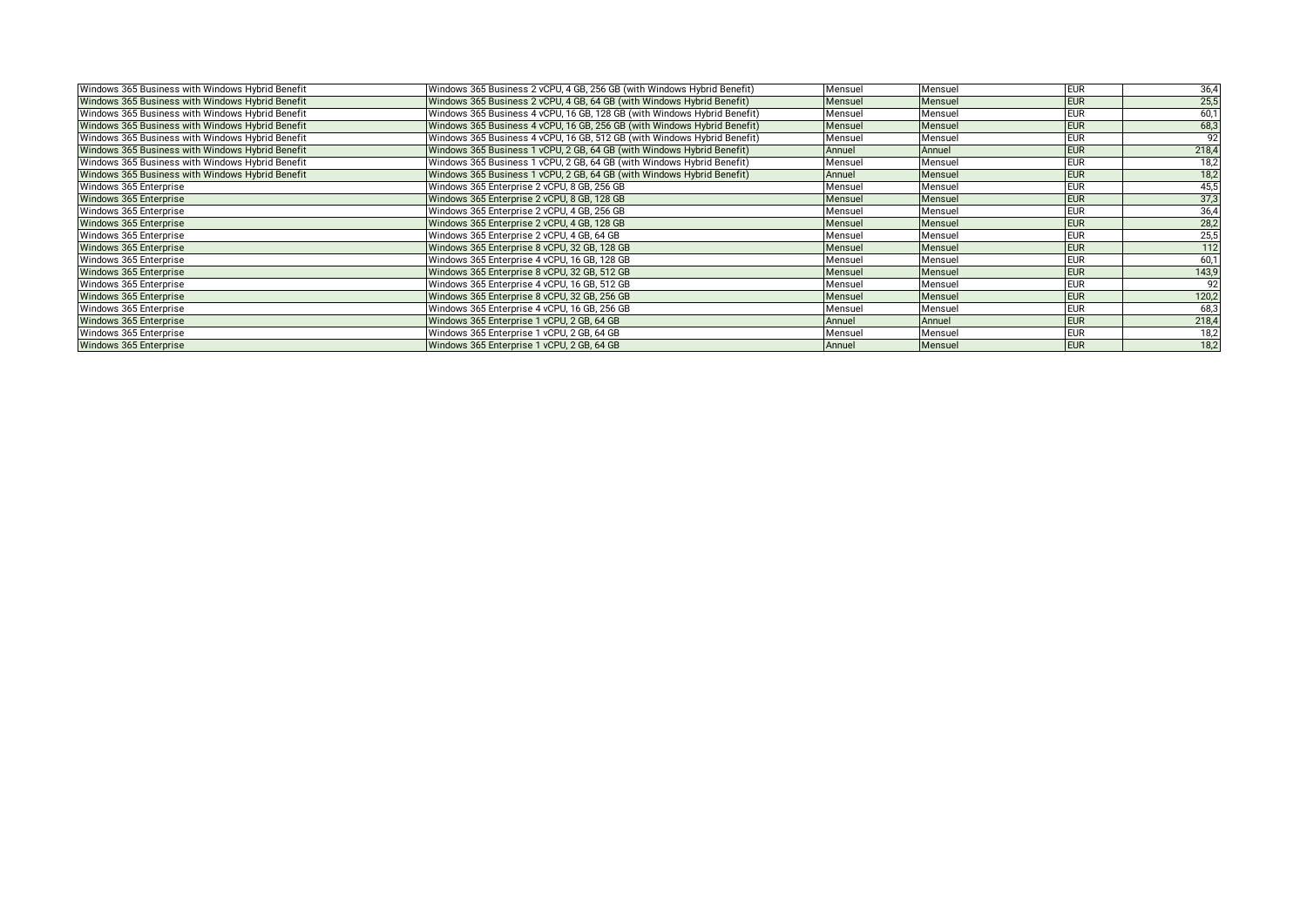| | | | | | |
|---|---|---|---|---|---|
| Windows 365 Business with Windows Hybrid Benefit | Windows 365 Business 2 vCPU, 4 GB, 256 GB (with Windows Hybrid Benefit) | Mensuel | Mensuel | EUR | 36,4 |
| Windows 365 Business with Windows Hybrid Benefit | Windows 365 Business 2 vCPU, 4 GB, 64 GB (with Windows Hybrid Benefit) | Mensuel | Mensuel | EUR | 25,5 |
| Windows 365 Business with Windows Hybrid Benefit | Windows 365 Business 4 vCPU, 16 GB, 128 GB (with Windows Hybrid Benefit) | Mensuel | Mensuel | EUR | 60,1 |
| Windows 365 Business with Windows Hybrid Benefit | Windows 365 Business 4 vCPU, 16 GB, 256 GB (with Windows Hybrid Benefit) | Mensuel | Mensuel | EUR | 68,3 |
| Windows 365 Business with Windows Hybrid Benefit | Windows 365 Business 4 vCPU, 16 GB, 512 GB (with Windows Hybrid Benefit) | Mensuel | Mensuel | EUR | 92 |
| Windows 365 Business with Windows Hybrid Benefit | Windows 365 Business 1 vCPU, 2 GB, 64 GB (with Windows Hybrid Benefit) | Annuel | Annuel | EUR | 218,4 |
| Windows 365 Business with Windows Hybrid Benefit | Windows 365 Business 1 vCPU, 2 GB, 64 GB (with Windows Hybrid Benefit) | Mensuel | Mensuel | EUR | 18,2 |
| Windows 365 Business with Windows Hybrid Benefit | Windows 365 Business 1 vCPU, 2 GB, 64 GB (with Windows Hybrid Benefit) | Annuel | Mensuel | EUR | 18,2 |
| Windows 365 Enterprise | Windows 365 Enterprise 2 vCPU, 8 GB, 256 GB | Mensuel | Mensuel | EUR | 45,5 |
| Windows 365 Enterprise | Windows 365 Enterprise 2 vCPU, 8 GB, 128 GB | Mensuel | Mensuel | EUR | 37,3 |
| Windows 365 Enterprise | Windows 365 Enterprise 2 vCPU, 4 GB, 256 GB | Mensuel | Mensuel | EUR | 36,4 |
| Windows 365 Enterprise | Windows 365 Enterprise 2 vCPU, 4 GB, 128 GB | Mensuel | Mensuel | EUR | 28,2 |
| Windows 365 Enterprise | Windows 365 Enterprise 2 vCPU, 4 GB, 64 GB | Mensuel | Mensuel | EUR | 25,5 |
| Windows 365 Enterprise | Windows 365 Enterprise 8 vCPU, 32 GB, 128 GB | Mensuel | Mensuel | EUR | 112 |
| Windows 365 Enterprise | Windows 365 Enterprise 4 vCPU, 16 GB, 128 GB | Mensuel | Mensuel | EUR | 60,1 |
| Windows 365 Enterprise | Windows 365 Enterprise 8 vCPU, 32 GB, 512 GB | Mensuel | Mensuel | EUR | 143,9 |
| Windows 365 Enterprise | Windows 365 Enterprise 4 vCPU, 16 GB, 512 GB | Mensuel | Mensuel | EUR | 92 |
| Windows 365 Enterprise | Windows 365 Enterprise 8 vCPU, 32 GB, 256 GB | Mensuel | Mensuel | EUR | 120,2 |
| Windows 365 Enterprise | Windows 365 Enterprise 4 vCPU, 16 GB, 256 GB | Mensuel | Mensuel | EUR | 68,3 |
| Windows 365 Enterprise | Windows 365 Enterprise 1 vCPU, 2 GB, 64 GB | Annuel | Annuel | EUR | 218,4 |
| Windows 365 Enterprise | Windows 365 Enterprise 1 vCPU, 2 GB, 64 GB | Mensuel | Mensuel | EUR | 18,2 |
| Windows 365 Enterprise | Windows 365 Enterprise 1 vCPU, 2 GB, 64 GB | Annuel | Mensuel | EUR | 18,2 |